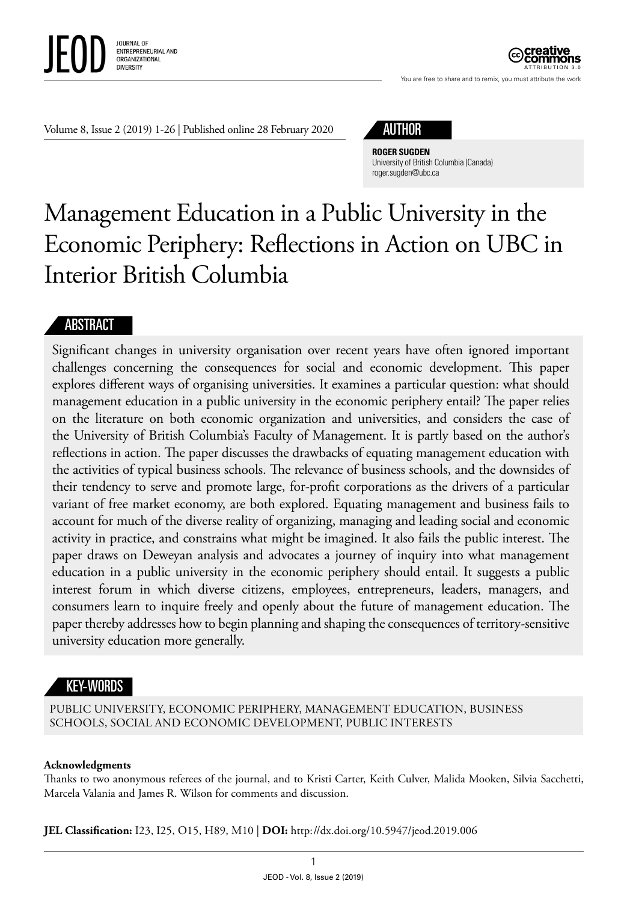JEOD JOURNAL OF ENTREPRENEURIAL AND ORGANIZATIONAL DIVERSITY

Volume 8, Issue 2 (2019) 1-26 | Published online 28 February 2020

## AUTHOR

**ROGER SUGDEN**
University of British Columbia (Canada)
roger.sugden@ubc.ca

# Management Education in a Public University in the Economic Periphery: Reflections in Action on UBC in Interior British Columbia

## ABSTRACT

Significant changes in university organisation over recent years have often ignored important challenges concerning the consequences for social and economic development. This paper explores different ways of organising universities. It examines a particular question: what should management education in a public university in the economic periphery entail? The paper relies on the literature on both economic organization and universities, and considers the case of the University of British Columbia's Faculty of Management. It is partly based on the author's reflections in action. The paper discusses the drawbacks of equating management education with the activities of typical business schools. The relevance of business schools, and the downsides of their tendency to serve and promote large, for-profit corporations as the drivers of a particular variant of free market economy, are both explored. Equating management and business fails to account for much of the diverse reality of organizing, managing and leading social and economic activity in practice, and constrains what might be imagined. It also fails the public interest. The paper draws on Deweyan analysis and advocates a journey of inquiry into what management education in a public university in the economic periphery should entail. It suggests a public interest forum in which diverse citizens, employees, entrepreneurs, leaders, managers, and consumers learn to inquire freely and openly about the future of management education. The paper thereby addresses how to begin planning and shaping the consequences of territory-sensitive university education more generally.

## KEY-WORDS

PUBLIC UNIVERSITY, ECONOMIC PERIPHERY, MANAGEMENT EDUCATION, BUSINESS SCHOOLS, SOCIAL AND ECONOMIC DEVELOPMENT, PUBLIC INTERESTS

**Acknowledgments**
Thanks to two anonymous referees of the journal, and to Kristi Carter, Keith Culver, Malida Mooken, Silvia Sacchetti, Marcela Valania and James R. Wilson for comments and discussion.

**JEL Classification:** I23, I25, O15, H89, M10 | **DOI:** http://dx.doi.org/10.5947/jeod.2019.006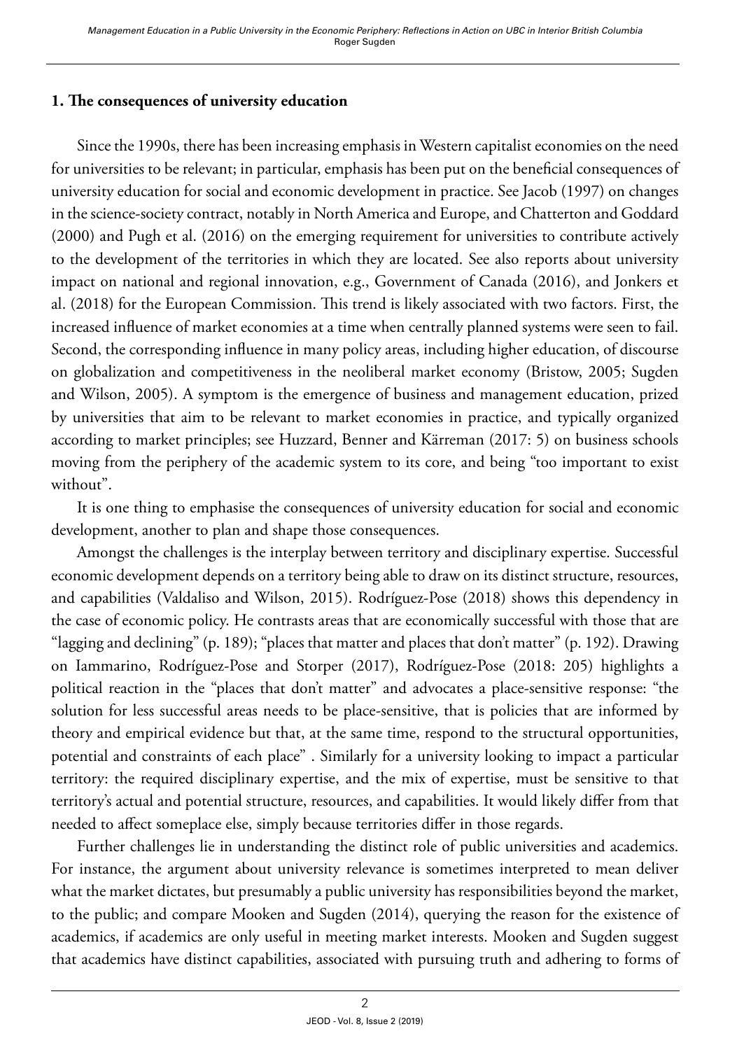## 1. The consequences of university education

Since the 1990s, there has been increasing emphasis in Western capitalist economies on the need for universities to be relevant; in particular, emphasis has been put on the beneficial consequences of university education for social and economic development in practice. See Jacob (1997) on changes in the science-society contract, notably in North America and Europe, and Chatterton and Goddard (2000) and Pugh et al. (2016) on the emerging requirement for universities to contribute actively to the development of the territories in which they are located. See also reports about university impact on national and regional innovation, e.g., Government of Canada (2016), and Jonkers et al. (2018) for the European Commission. This trend is likely associated with two factors. First, the increased influence of market economies at a time when centrally planned systems were seen to fail. Second, the corresponding influence in many policy areas, including higher education, of discourse on globalization and competitiveness in the neoliberal market economy (Bristow, 2005; Sugden and Wilson, 2005). A symptom is the emergence of business and management education, prized by universities that aim to be relevant to market economies in practice, and typically organized according to market principles; see Huzzard, Benner and Kärreman (2017: 5) on business schools moving from the periphery of the academic system to its core, and being "too important to exist without".

It is one thing to emphasise the consequences of university education for social and economic development, another to plan and shape those consequences.

Amongst the challenges is the interplay between territory and disciplinary expertise. Successful economic development depends on a territory being able to draw on its distinct structure, resources, and capabilities (Valdaliso and Wilson, 2015). Rodríguez-Pose (2018) shows this dependency in the case of economic policy. He contrasts areas that are economically successful with those that are "lagging and declining" (p. 189); "places that matter and places that don't matter" (p. 192). Drawing on Iammarino, Rodríguez-Pose and Storper (2017), Rodríguez-Pose (2018: 205) highlights a political reaction in the "places that don't matter" and advocates a place-sensitive response: "the solution for less successful areas needs to be place-sensitive, that is policies that are informed by theory and empirical evidence but that, at the same time, respond to the structural opportunities, potential and constraints of each place" . Similarly for a university looking to impact a particular territory: the required disciplinary expertise, and the mix of expertise, must be sensitive to that territory's actual and potential structure, resources, and capabilities. It would likely differ from that needed to affect someplace else, simply because territories differ in those regards.

Further challenges lie in understanding the distinct role of public universities and academics. For instance, the argument about university relevance is sometimes interpreted to mean deliver what the market dictates, but presumably a public university has responsibilities beyond the market, to the public; and compare Mooken and Sugden (2014), querying the reason for the existence of academics, if academics are only useful in meeting market interests. Mooken and Sugden suggest that academics have distinct capabilities, associated with pursuing truth and adhering to forms of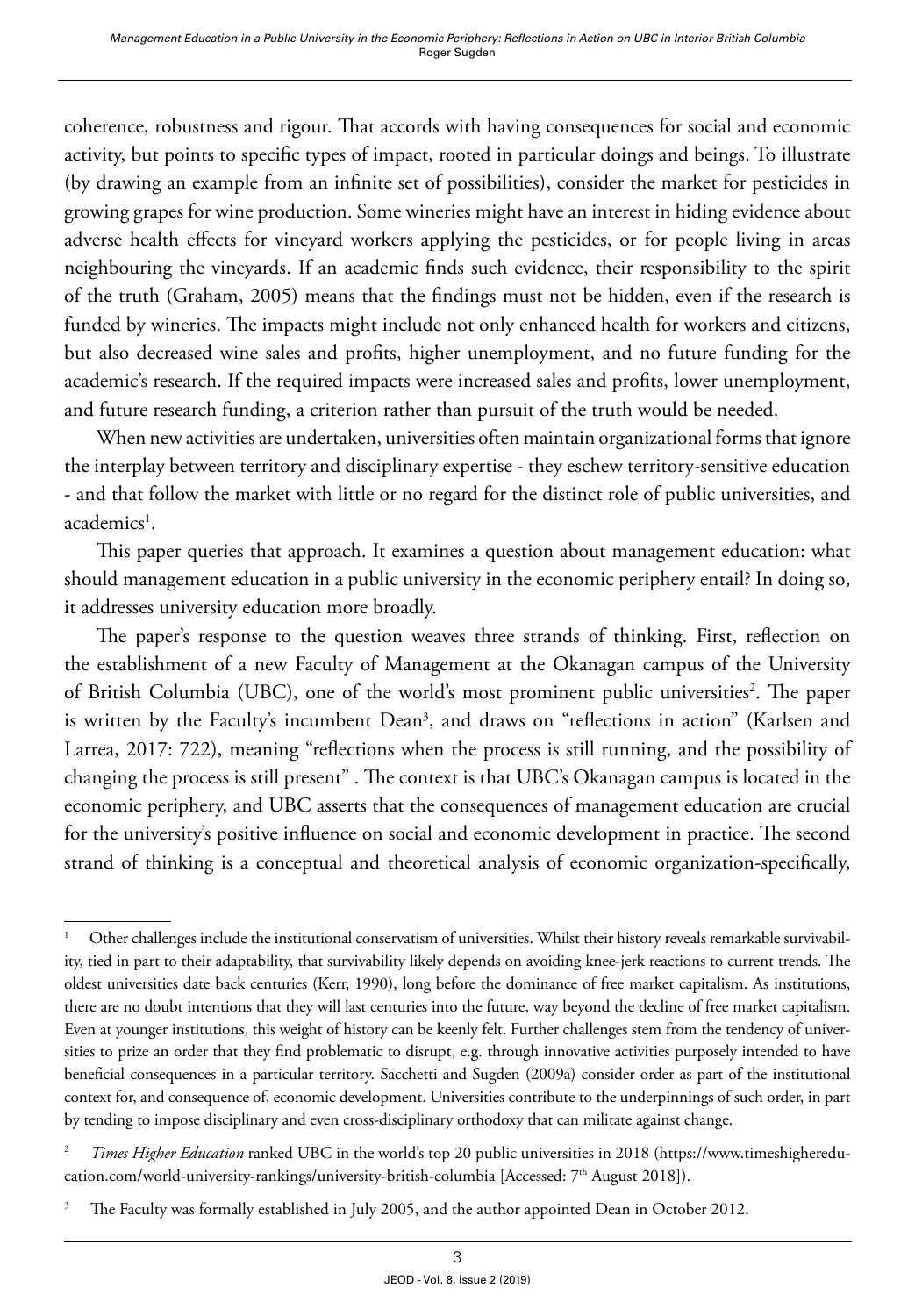coherence, robustness and rigour. That accords with having consequences for social and economic activity, but points to specific types of impact, rooted in particular doings and beings. To illustrate (by drawing an example from an infinite set of possibilities), consider the market for pesticides in growing grapes for wine production. Some wineries might have an interest in hiding evidence about adverse health effects for vineyard workers applying the pesticides, or for people living in areas neighbouring the vineyards. If an academic finds such evidence, their responsibility to the spirit of the truth (Graham, 2005) means that the findings must not be hidden, even if the research is funded by wineries. The impacts might include not only enhanced health for workers and citizens, but also decreased wine sales and profits, higher unemployment, and no future funding for the academic's research. If the required impacts were increased sales and profits, lower unemployment, and future research funding, a criterion rather than pursuit of the truth would be needed.

When new activities are undertaken, universities often maintain organizational forms that ignore the interplay between territory and disciplinary expertise - they eschew territory-sensitive education - and that follow the market with little or no regard for the distinct role of public universities, and academics[1].

This paper queries that approach. It examines a question about management education: what should management education in a public university in the economic periphery entail? In doing so, it addresses university education more broadly.

The paper's response to the question weaves three strands of thinking. First, reflection on the establishment of a new Faculty of Management at the Okanagan campus of the University of British Columbia (UBC), one of the world's most prominent public universities[2]. The paper is written by the Faculty's incumbent Dean[3], and draws on "reflections in action" (Karlsen and Larrea, 2017: 722), meaning "reflections when the process is still running, and the possibility of changing the process is still present" . The context is that UBC's Okanagan campus is located in the economic periphery, and UBC asserts that the consequences of management education are crucial for the university's positive influence on social and economic development in practice. The second strand of thinking is a conceptual and theoretical analysis of economic organization-specifically,

[1] Other challenges include the institutional conservatism of universities. Whilst their history reveals remarkable survivability, tied in part to their adaptability, that survivability likely depends on avoiding knee-jerk reactions to current trends. The oldest universities date back centuries (Kerr, 1990), long before the dominance of free market capitalism. As institutions, there are no doubt intentions that they will last centuries into the future, way beyond the decline of free market capitalism. Even at younger institutions, this weight of history can be keenly felt. Further challenges stem from the tendency of universities to prize an order that they find problematic to disrupt, e.g. through innovative activities purposely intended to have beneficial consequences in a particular territory. Sacchetti and Sugden (2009a) consider order as part of the institutional context for, and consequence of, economic development. Universities contribute to the underpinnings of such order, in part by tending to impose disciplinary and even cross-disciplinary orthodoxy that can militate against change.

[2] *Times Higher Education* ranked UBC in the world's top 20 public universities in 2018 (https://www.timeshighereducation.com/world-university-rankings/university-british-columbia [Accessed: 7th August 2018]).

[3] The Faculty was formally established in July 2005, and the author appointed Dean in October 2012.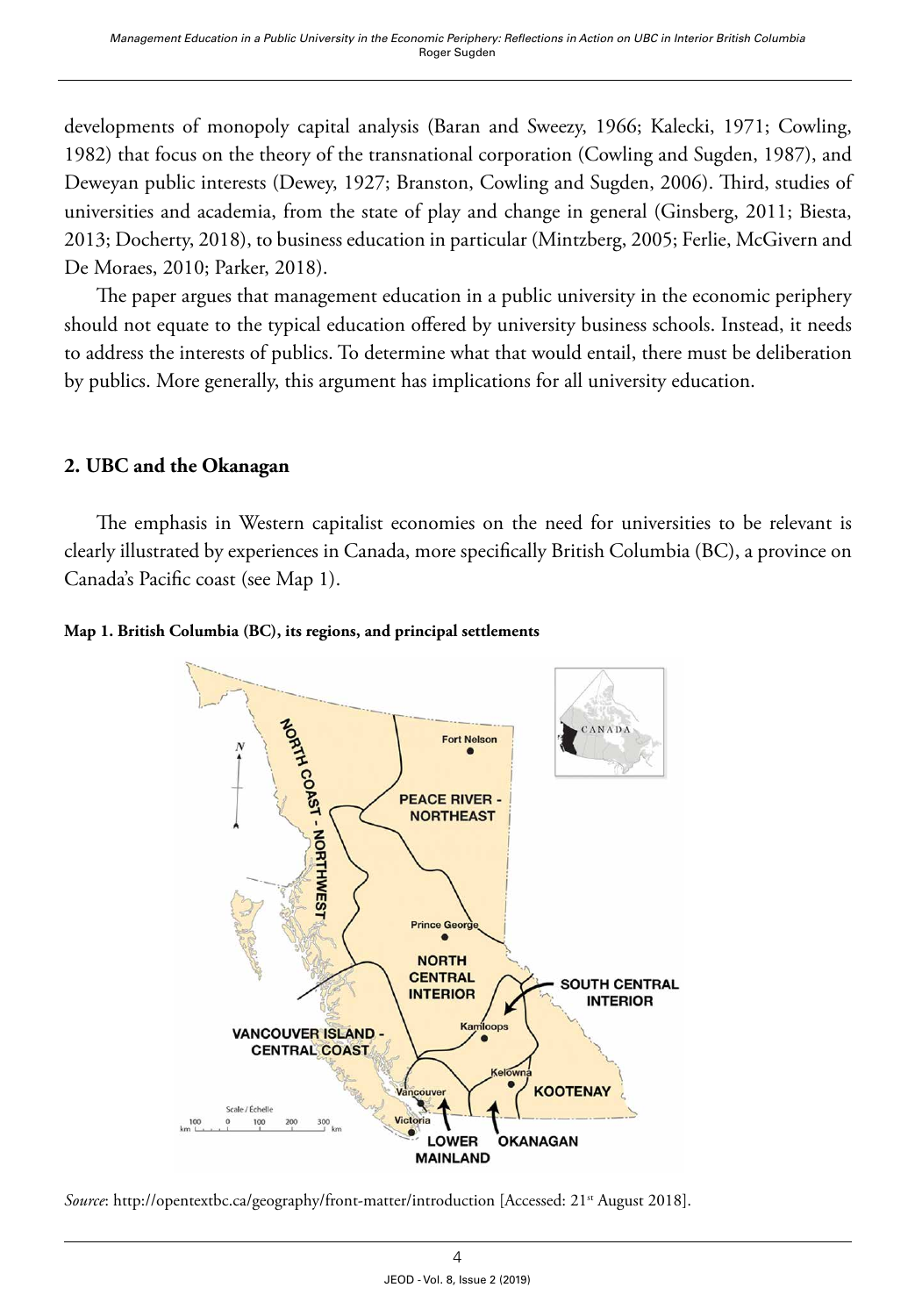developments of monopoly capital analysis (Baran and Sweezy, 1966; Kalecki, 1971; Cowling, 1982) that focus on the theory of the transnational corporation (Cowling and Sugden, 1987), and Deweyan public interests (Dewey, 1927; Branston, Cowling and Sugden, 2006). Third, studies of universities and academia, from the state of play and change in general (Ginsberg, 2011; Biesta, 2013; Docherty, 2018), to business education in particular (Mintzberg, 2005; Ferlie, McGivern and De Moraes, 2010; Parker, 2018).

The paper argues that management education in a public university in the economic periphery should not equate to the typical education offered by university business schools. Instead, it needs to address the interests of publics. To determine what that would entail, there must be deliberation by publics. More generally, this argument has implications for all university education.

## 2. UBC and the Okanagan

The emphasis in Western capitalist economies on the need for universities to be relevant is clearly illustrated by experiences in Canada, more specifically British Columbia (BC), a province on Canada's Pacific coast (see Map 1).

**Map 1. British Columbia (BC), its regions, and principal settlements**

*Source*: http://opentextbc.ca/geography/front-matter/introduction [Accessed: 21st August 2018].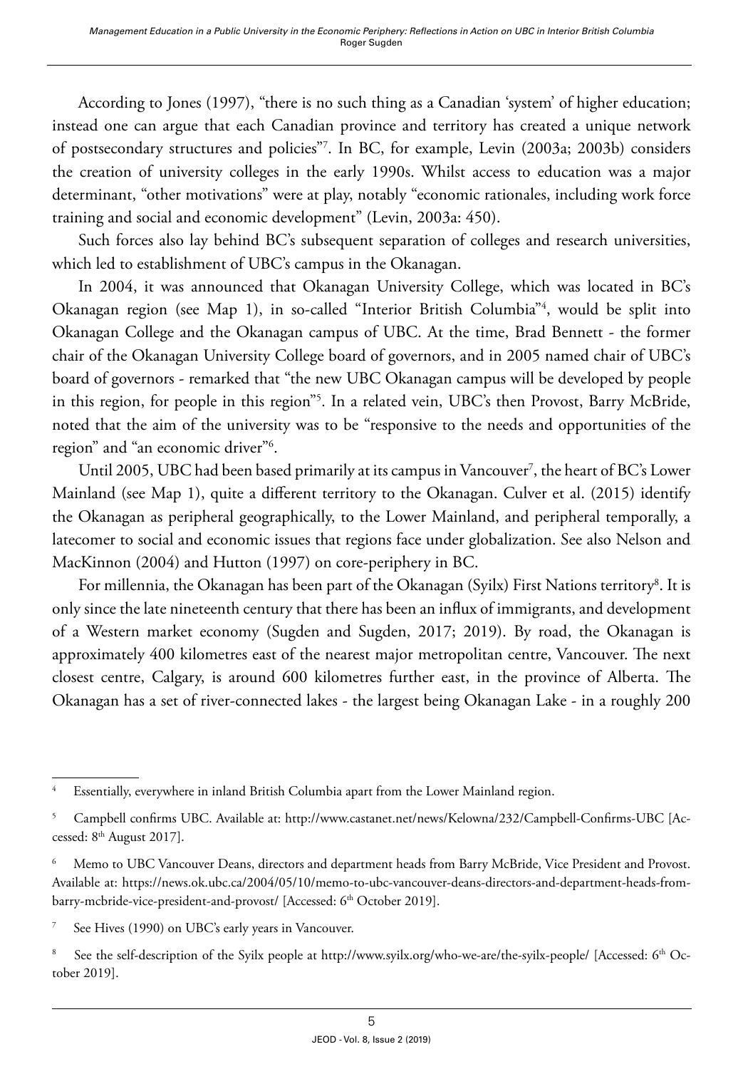According to Jones (1997), "there is no such thing as a Canadian 'system' of higher education; instead one can argue that each Canadian province and territory has created a unique network of postsecondary structures and policies"[7]. In BC, for example, Levin (2003a; 2003b) considers the creation of university colleges in the early 1990s. Whilst access to education was a major determinant, "other motivations" were at play, notably "economic rationales, including work force training and social and economic development" (Levin, 2003a: 450).

Such forces also lay behind BC's subsequent separation of colleges and research universities, which led to establishment of UBC's campus in the Okanagan.

In 2004, it was announced that Okanagan University College, which was located in BC's Okanagan region (see Map 1), in so-called "Interior British Columbia"[4], would be split into Okanagan College and the Okanagan campus of UBC. At the time, Brad Bennett - the former chair of the Okanagan University College board of governors, and in 2005 named chair of UBC's board of governors - remarked that "the new UBC Okanagan campus will be developed by people in this region, for people in this region"[5]. In a related vein, UBC's then Provost, Barry McBride, noted that the aim of the university was to be "responsive to the needs and opportunities of the region" and "an economic driver"[6].

Until 2005, UBC had been based primarily at its campus in Vancouver[7], the heart of BC's Lower Mainland (see Map 1), quite a different territory to the Okanagan. Culver et al. (2015) identify the Okanagan as peripheral geographically, to the Lower Mainland, and peripheral temporally, a latecomer to social and economic issues that regions face under globalization. See also Nelson and MacKinnon (2004) and Hutton (1997) on core-periphery in BC.

For millennia, the Okanagan has been part of the Okanagan (Syilx) First Nations territory[8]. It is only since the late nineteenth century that there has been an influx of immigrants, and development of a Western market economy (Sugden and Sugden, 2017; 2019). By road, the Okanagan is approximately 400 kilometres east of the nearest major metropolitan centre, Vancouver. The next closest centre, Calgary, is around 600 kilometres further east, in the province of Alberta. The Okanagan has a set of river-connected lakes - the largest being Okanagan Lake - in a roughly 200

---

[4] Essentially, everywhere in inland British Columbia apart from the Lower Mainland region.

[5] Campbell confirms UBC. Available at: http://www.castanet.net/news/Kelowna/232/Campbell-Confirms-UBC [Accessed: 8th August 2017].

[6] Memo to UBC Vancouver Deans, directors and department heads from Barry McBride, Vice President and Provost. Available at: https://news.ok.ubc.ca/2004/05/10/memo-to-ubc-vancouver-deans-directors-and-department-heads-from-barry-mcbride-vice-president-and-provost/ [Accessed: 6th October 2019].

[7] See Hives (1990) on UBC's early years in Vancouver.

[8] See the self-description of the Syilx people at http://www.syilx.org/who-we-are/the-syilx-people/ [Accessed: 6th October 2019].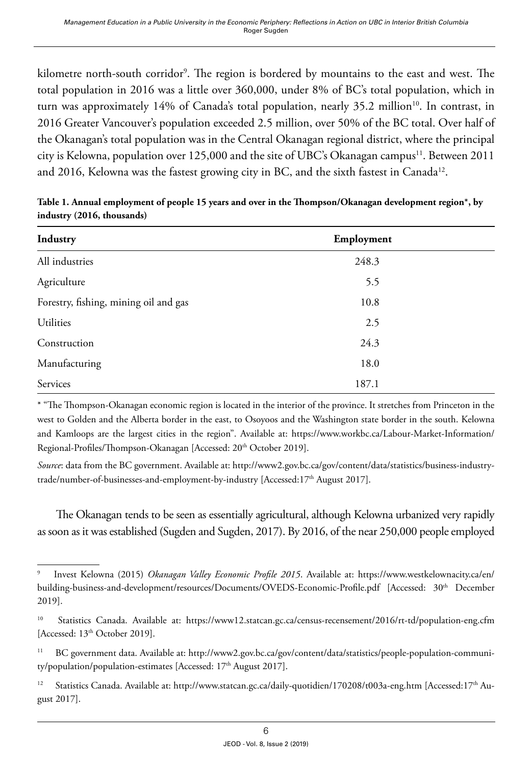kilometre north-south corridor[9]. The region is bordered by mountains to the east and west. The total population in 2016 was a little over 360,000, under 8% of BC's total population, which in turn was approximately 14% of Canada's total population, nearly 35.2 million[10]. In contrast, in 2016 Greater Vancouver's population exceeded 2.5 million, over 50% of the BC total. Over half of the Okanagan's total population was in the Central Okanagan regional district, where the principal city is Kelowna, population over 125,000 and the site of UBC's Okanagan campus[11]. Between 2011 and 2016, Kelowna was the fastest growing city in BC, and the sixth fastest in Canada[12].

**Table 1. Annual employment of people 15 years and over in the Thompson/Okanagan development region*, by industry (2016, thousands)**

| Industry | Employment |
|---|---|
| All industries | 248.3 |
| Agriculture | 5.5 |
| Forestry, fishing, mining oil and gas | 10.8 |
| Utilities | 2.5 |
| Construction | 24.3 |
| Manufacturing | 18.0 |
| Services | 187.1 |

* "The Thompson-Okanagan economic region is located in the interior of the province. It stretches from Princeton in the west to Golden and the Alberta border in the east, to Osoyoos and the Washington state border in the south. Kelowna and Kamloops are the largest cities in the region". Available at: https://www.workbc.ca/Labour-Market-Information/Regional-Profiles/Thompson-Okanagan [Accessed: 20th October 2019].

*Source*: data from the BC government. Available at: http://www2.gov.bc.ca/gov/content/data/statistics/business-industry-trade/number-of-businesses-and-employment-by-industry [Accessed:17th August 2017].

The Okanagan tends to be seen as essentially agricultural, although Kelowna urbanized very rapidly as soon as it was established (Sugden and Sugden, 2017). By 2016, of the near 250,000 people employed

---

[9] Invest Kelowna (2015) *Okanagan Valley Economic Profile 2015*. Available at: https://www.westkelownacity.ca/en/building-business-and-development/resources/Documents/OVEDS-Economic-Profile.pdf [Accessed: 30th December 2019].

[10] Statistics Canada. Available at: https://www12.statcan.gc.ca/census-recensement/2016/rt-td/population-eng.cfm [Accessed: 13th October 2019].

[11] BC government data. Available at: http://www2.gov.bc.ca/gov/content/data/statistics/people-population-community/population/population-estimates [Accessed: 17th August 2017].

[12] Statistics Canada. Available at: http://www.statcan.gc.ca/daily-quotidien/170208/t003a-eng.htm [Accessed:17th August 2017].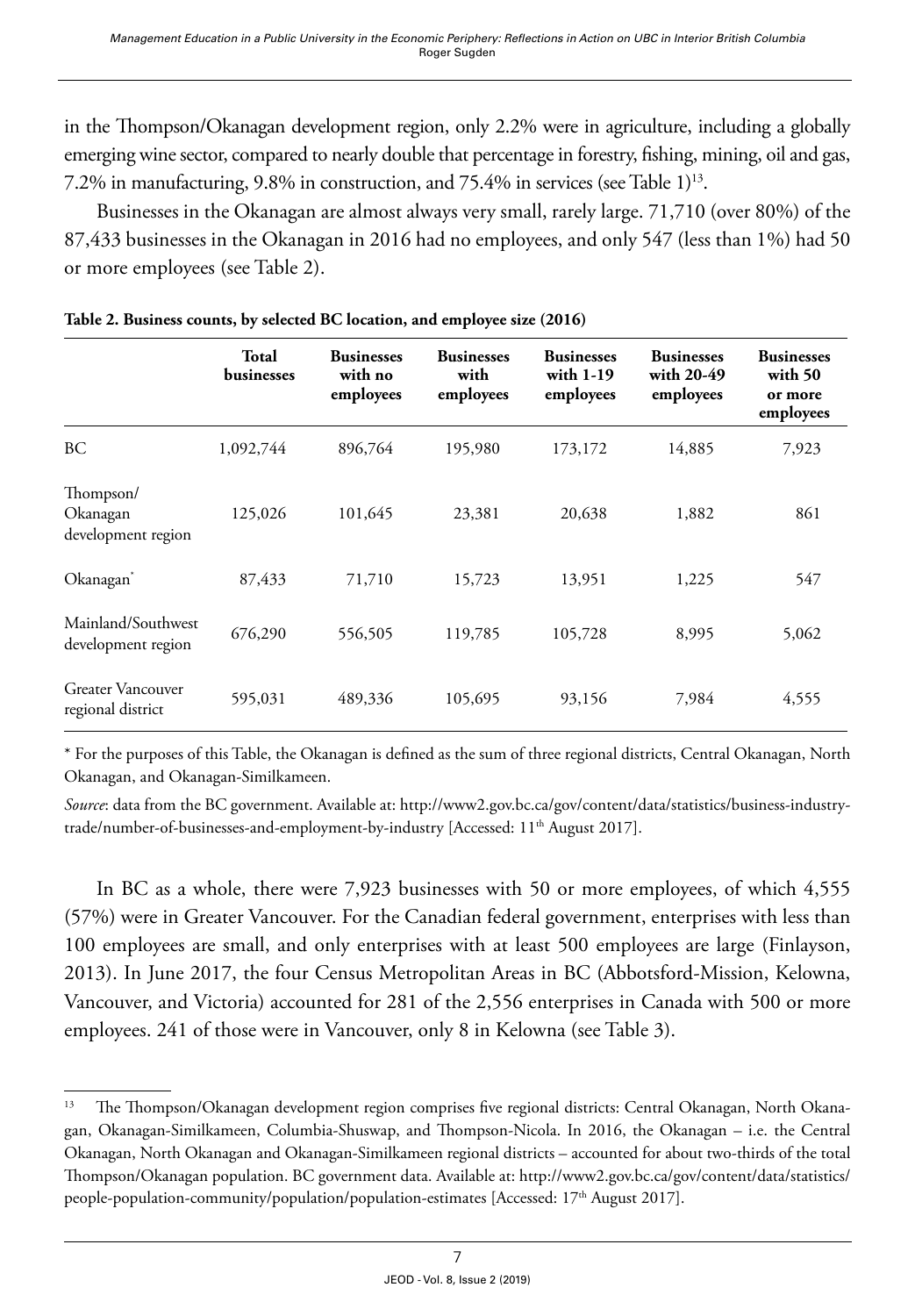in the Thompson/Okanagan development region, only 2.2% were in agriculture, including a globally emerging wine sector, compared to nearly double that percentage in forestry, fishing, mining, oil and gas, 7.2% in manufacturing, 9.8% in construction, and 75.4% in services (see Table 1)[13].

Businesses in the Okanagan are almost always very small, rarely large. 71,710 (over 80%) of the 87,433 businesses in the Okanagan in 2016 had no employees, and only 547 (less than 1%) had 50 or more employees (see Table 2).

**Table 2. Business counts, by selected BC location, and employee size (2016)**

| | Total businesses | Businesses with no employees | Businesses with employees | Businesses with 1-19 employees | Businesses with 20-49 employees | Businesses with 50 or more employees |
|---|---|---|---|---|---|---|
| BC | 1,092,744 | 896,764 | 195,980 | 173,172 | 14,885 | 7,923 |
| Thompson/Okanagan development region | 125,026 | 101,645 | 23,381 | 20,638 | 1,882 | 861 |
| Okanagan* | 87,433 | 71,710 | 15,723 | 13,951 | 1,225 | 547 |
| Mainland/Southwest development region | 676,290 | 556,505 | 119,785 | 105,728 | 8,995 | 5,062 |
| Greater Vancouver regional district | 595,031 | 489,336 | 105,695 | 93,156 | 7,984 | 4,555 |

\* For the purposes of this Table, the Okanagan is defined as the sum of three regional districts, Central Okanagan, North Okanagan, and Okanagan-Similkameen.

*Source*: data from the BC government. Available at: http://www2.gov.bc.ca/gov/content/data/statistics/business-industry-trade/number-of-businesses-and-employment-by-industry [Accessed: 11th August 2017].

In BC as a whole, there were 7,923 businesses with 50 or more employees, of which 4,555 (57%) were in Greater Vancouver. For the Canadian federal government, enterprises with less than 100 employees are small, and only enterprises with at least 500 employees are large (Finlayson, 2013). In June 2017, the four Census Metropolitan Areas in BC (Abbotsford-Mission, Kelowna, Vancouver, and Victoria) accounted for 281 of the 2,556 enterprises in Canada with 500 or more employees. 241 of those were in Vancouver, only 8 in Kelowna (see Table 3).

[13] The Thompson/Okanagan development region comprises five regional districts: Central Okanagan, North Okanagan, Okanagan-Similkameen, Columbia-Shuswap, and Thompson-Nicola. In 2016, the Okanagan – i.e. the Central Okanagan, North Okanagan and Okanagan-Similkameen regional districts – accounted for about two-thirds of the total Thompson/Okanagan population. BC government data. Available at: http://www2.gov.bc.ca/gov/content/data/statistics/people-population-community/population/population-estimates [Accessed: 17th August 2017].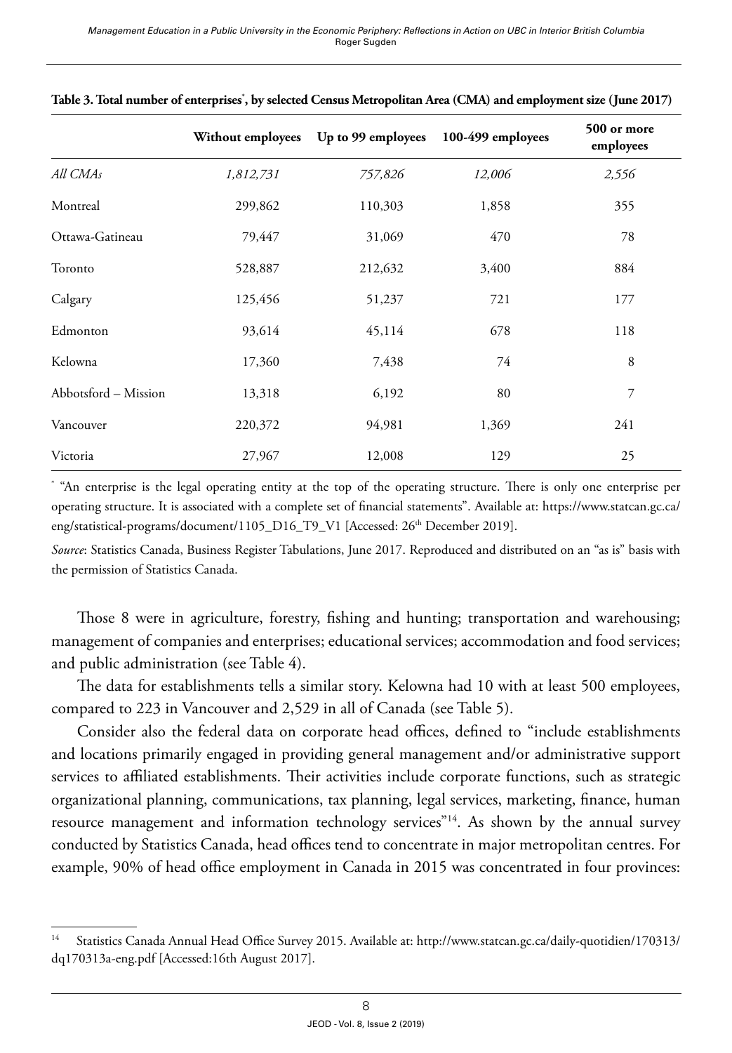**Table 3. Total number of enterprises[*], by selected Census Metropolitan Area (CMA) and employment size (June 2017)**

| | Without employees | Up to 99 employees | 100-499 employees | 500 or more employees |
|---|---|---|---|---|
| *All CMAs* | *1,812,731* | *757,826* | *12,006* | *2,556* |
| Montreal | 299,862 | 110,303 | 1,858 | 355 |
| Ottawa-Gatineau | 79,447 | 31,069 | 470 | 78 |
| Toronto | 528,887 | 212,632 | 3,400 | 884 |
| Calgary | 125,456 | 51,237 | 721 | 177 |
| Edmonton | 93,614 | 45,114 | 678 | 118 |
| Kelowna | 17,360 | 7,438 | 74 | 8 |
| Abbotsford – Mission | 13,318 | 6,192 | 80 | 7 |
| Vancouver | 220,372 | 94,981 | 1,369 | 241 |
| Victoria | 27,967 | 12,008 | 129 | 25 |

[*] "An enterprise is the legal operating entity at the top of the operating structure. There is only one enterprise per operating structure. It is associated with a complete set of financial statements". Available at: https://www.statcan.gc.ca/eng/statistical-programs/document/1105_D16_T9_V1 [Accessed: 26th December 2019].

*Source*: Statistics Canada, Business Register Tabulations, June 2017. Reproduced and distributed on an "as is" basis with the permission of Statistics Canada.

Those 8 were in agriculture, forestry, fishing and hunting; transportation and warehousing; management of companies and enterprises; educational services; accommodation and food services; and public administration (see Table 4).

The data for establishments tells a similar story. Kelowna had 10 with at least 500 employees, compared to 223 in Vancouver and 2,529 in all of Canada (see Table 5).

Consider also the federal data on corporate head offices, defined to "include establishments and locations primarily engaged in providing general management and/or administrative support services to affiliated establishments. Their activities include corporate functions, such as strategic organizational planning, communications, tax planning, legal services, marketing, finance, human resource management and information technology services"[14]. As shown by the annual survey conducted by Statistics Canada, head offices tend to concentrate in major metropolitan centres. For example, 90% of head office employment in Canada in 2015 was concentrated in four provinces:

[14] Statistics Canada Annual Head Office Survey 2015. Available at: http://www.statcan.gc.ca/daily-quotidien/170313/dq170313a-eng.pdf [Accessed:16th August 2017].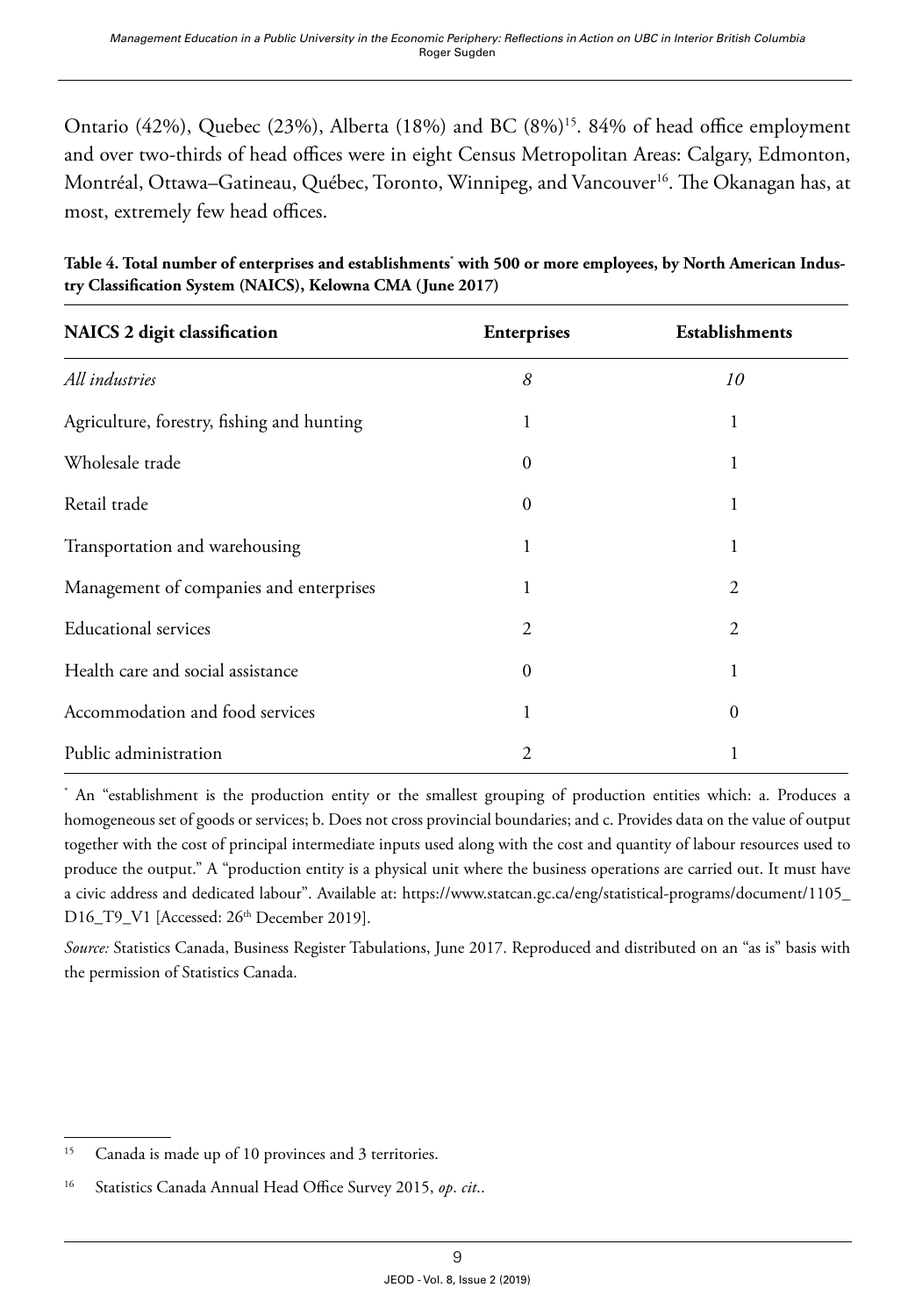Ontario (42%), Quebec (23%), Alberta (18%) and BC (8%)[15]. 84% of head office employment and over two-thirds of head offices were in eight Census Metropolitan Areas: Calgary, Edmonton, Montréal, Ottawa–Gatineau, Québec, Toronto, Winnipeg, and Vancouver[16]. The Okanagan has, at most, extremely few head offices.

**Table 4. Total number of enterprises and establishments* with 500 or more employees, by North American Industry Classification System (NAICS), Kelowna CMA (June 2017)**

| NAICS 2 digit classification | Enterprises | Establishments |
|---|---|---|
| *All industries* | *8* | *10* |
| Agriculture, forestry, fishing and hunting | 1 | 1 |
| Wholesale trade | 0 | 1 |
| Retail trade | 0 | 1 |
| Transportation and warehousing | 1 | 1 |
| Management of companies and enterprises | 1 | 2 |
| Educational services | 2 | 2 |
| Health care and social assistance | 0 | 1 |
| Accommodation and food services | 1 | 0 |
| Public administration | 2 | 1 |

* An "establishment is the production entity or the smallest grouping of production entities which: a. Produces a homogeneous set of goods or services; b. Does not cross provincial boundaries; and c. Provides data on the value of output together with the cost of principal intermediate inputs used along with the cost and quantity of labour resources used to produce the output." A "production entity is a physical unit where the business operations are carried out. It must have a civic address and dedicated labour". Available at: https://www.statcan.gc.ca/eng/statistical-programs/document/1105_D16_T9_V1 [Accessed: 26th December 2019].

*Source:* Statistics Canada, Business Register Tabulations, June 2017. Reproduced and distributed on an "as is" basis with the permission of Statistics Canada.

---

[15] Canada is made up of 10 provinces and 3 territories.

[16] Statistics Canada Annual Head Office Survey 2015, *op*. *cit*..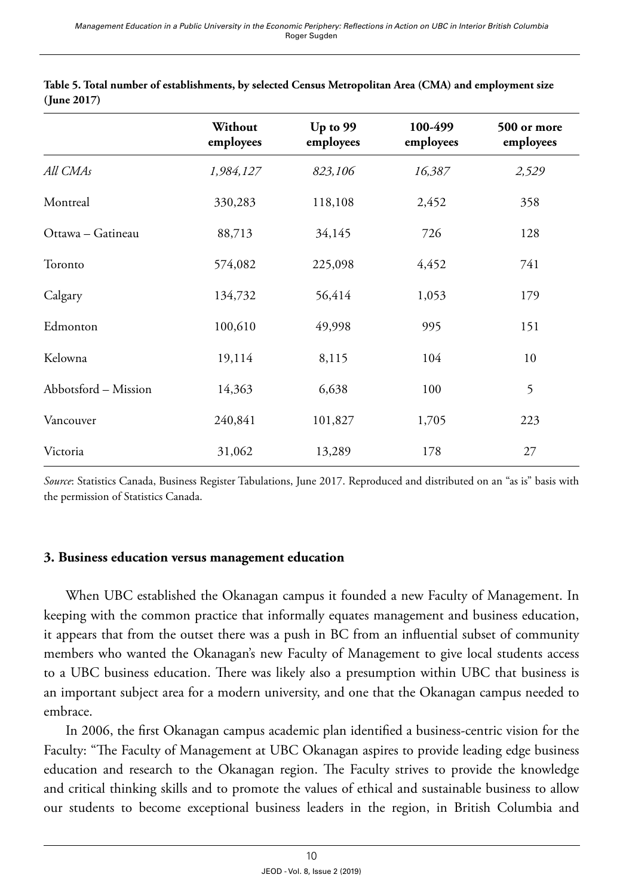**Table 5. Total number of establishments, by selected Census Metropolitan Area (CMA) and employment size (June 2017)**

| | Without employees | Up to 99 employees | 100-499 employees | 500 or more employees |
|---|---|---|---|---|
| *All CMAs* | *1,984,127* | *823,106* | *16,387* | *2,529* |
| Montreal | 330,283 | 118,108 | 2,452 | 358 |
| Ottawa – Gatineau | 88,713 | 34,145 | 726 | 128 |
| Toronto | 574,082 | 225,098 | 4,452 | 741 |
| Calgary | 134,732 | 56,414 | 1,053 | 179 |
| Edmonton | 100,610 | 49,998 | 995 | 151 |
| Kelowna | 19,114 | 8,115 | 104 | 10 |
| Abbotsford – Mission | 14,363 | 6,638 | 100 | 5 |
| Vancouver | 240,841 | 101,827 | 1,705 | 223 |
| Victoria | 31,062 | 13,289 | 178 | 27 |

*Source*: Statistics Canada, Business Register Tabulations, June 2017. Reproduced and distributed on an "as is" basis with the permission of Statistics Canada.

## 3. Business education versus management education

When UBC established the Okanagan campus it founded a new Faculty of Management. In keeping with the common practice that informally equates management and business education, it appears that from the outset there was a push in BC from an influential subset of community members who wanted the Okanagan's new Faculty of Management to give local students access to a UBC business education. There was likely also a presumption within UBC that business is an important subject area for a modern university, and one that the Okanagan campus needed to embrace.

In 2006, the first Okanagan campus academic plan identified a business-centric vision for the Faculty: "The Faculty of Management at UBC Okanagan aspires to provide leading edge business education and research to the Okanagan region. The Faculty strives to provide the knowledge and critical thinking skills and to promote the values of ethical and sustainable business to allow our students to become exceptional business leaders in the region, in British Columbia and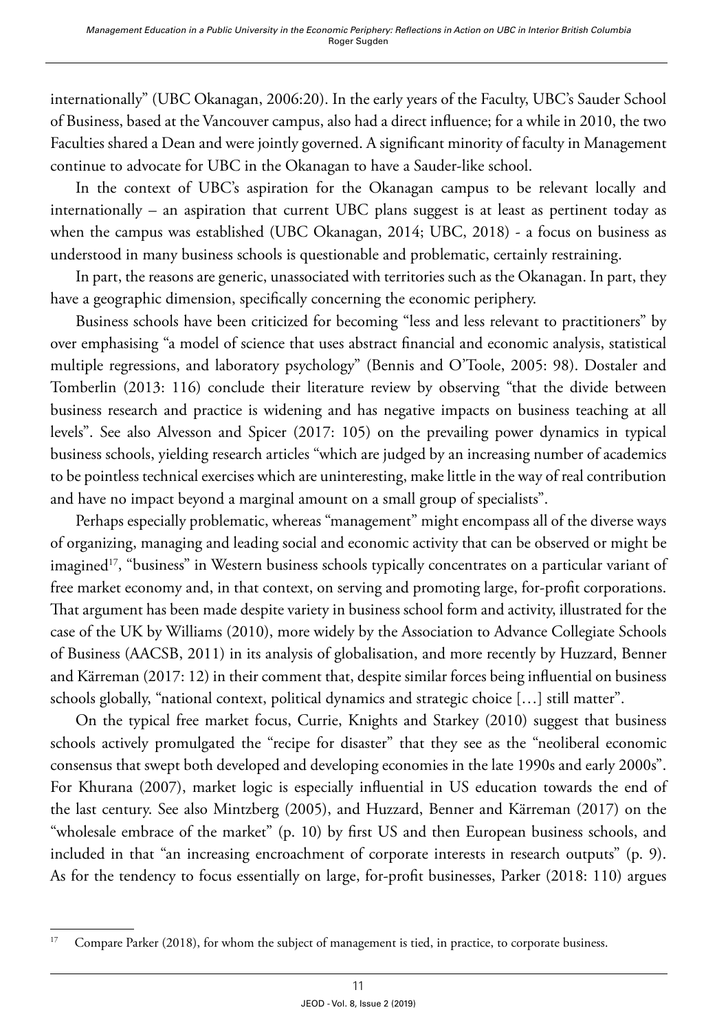internationally" (UBC Okanagan, 2006:20). In the early years of the Faculty, UBC's Sauder School of Business, based at the Vancouver campus, also had a direct influence; for a while in 2010, the two Faculties shared a Dean and were jointly governed. A significant minority of faculty in Management continue to advocate for UBC in the Okanagan to have a Sauder-like school.

In the context of UBC's aspiration for the Okanagan campus to be relevant locally and internationally – an aspiration that current UBC plans suggest is at least as pertinent today as when the campus was established (UBC Okanagan, 2014; UBC, 2018) - a focus on business as understood in many business schools is questionable and problematic, certainly restraining.

In part, the reasons are generic, unassociated with territories such as the Okanagan. In part, they have a geographic dimension, specifically concerning the economic periphery.

Business schools have been criticized for becoming "less and less relevant to practitioners" by over emphasising "a model of science that uses abstract financial and economic analysis, statistical multiple regressions, and laboratory psychology" (Bennis and O'Toole, 2005: 98). Dostaler and Tomberlin (2013: 116) conclude their literature review by observing "that the divide between business research and practice is widening and has negative impacts on business teaching at all levels". See also Alvesson and Spicer (2017: 105) on the prevailing power dynamics in typical business schools, yielding research articles "which are judged by an increasing number of academics to be pointless technical exercises which are uninteresting, make little in the way of real contribution and have no impact beyond a marginal amount on a small group of specialists".

Perhaps especially problematic, whereas "management" might encompass all of the diverse ways of organizing, managing and leading social and economic activity that can be observed or might be imagined[17], "business" in Western business schools typically concentrates on a particular variant of free market economy and, in that context, on serving and promoting large, for-profit corporations. That argument has been made despite variety in business school form and activity, illustrated for the case of the UK by Williams (2010), more widely by the Association to Advance Collegiate Schools of Business (AACSB, 2011) in its analysis of globalisation, and more recently by Huzzard, Benner and Kärreman (2017: 12) in their comment that, despite similar forces being influential on business schools globally, "national context, political dynamics and strategic choice […] still matter".

On the typical free market focus, Currie, Knights and Starkey (2010) suggest that business schools actively promulgated the "recipe for disaster" that they see as the "neoliberal economic consensus that swept both developed and developing economies in the late 1990s and early 2000s". For Khurana (2007), market logic is especially influential in US education towards the end of the last century. See also Mintzberg (2005), and Huzzard, Benner and Kärreman (2017) on the "wholesale embrace of the market" (p. 10) by first US and then European business schools, and included in that "an increasing encroachment of corporate interests in research outputs" (p. 9). As for the tendency to focus essentially on large, for-profit businesses, Parker (2018: 110) argues

[17] Compare Parker (2018), for whom the subject of management is tied, in practice, to corporate business.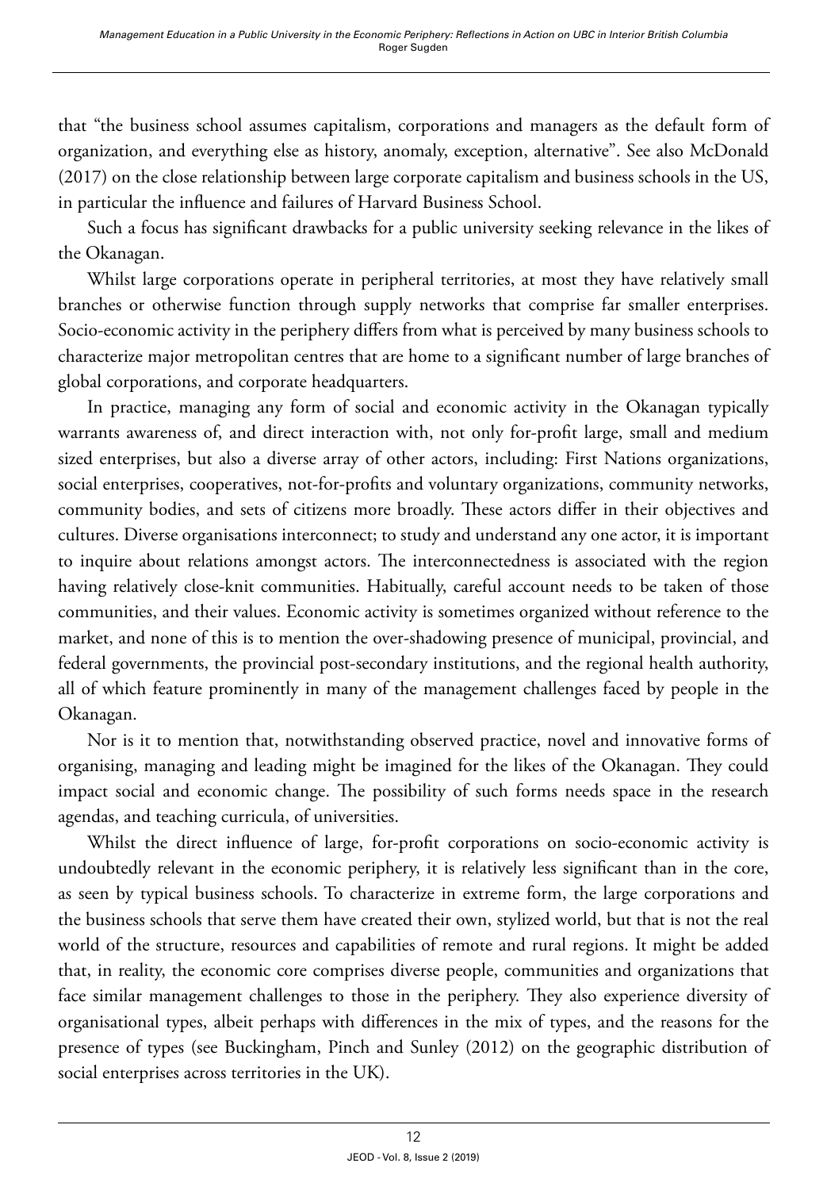that "the business school assumes capitalism, corporations and managers as the default form of organization, and everything else as history, anomaly, exception, alternative". See also McDonald (2017) on the close relationship between large corporate capitalism and business schools in the US, in particular the influence and failures of Harvard Business School.

Such a focus has significant drawbacks for a public university seeking relevance in the likes of the Okanagan.

Whilst large corporations operate in peripheral territories, at most they have relatively small branches or otherwise function through supply networks that comprise far smaller enterprises. Socio-economic activity in the periphery differs from what is perceived by many business schools to characterize major metropolitan centres that are home to a significant number of large branches of global corporations, and corporate headquarters.

In practice, managing any form of social and economic activity in the Okanagan typically warrants awareness of, and direct interaction with, not only for-profit large, small and medium sized enterprises, but also a diverse array of other actors, including: First Nations organizations, social enterprises, cooperatives, not-for-profits and voluntary organizations, community networks, community bodies, and sets of citizens more broadly. These actors differ in their objectives and cultures. Diverse organisations interconnect; to study and understand any one actor, it is important to inquire about relations amongst actors. The interconnectedness is associated with the region having relatively close-knit communities. Habitually, careful account needs to be taken of those communities, and their values. Economic activity is sometimes organized without reference to the market, and none of this is to mention the over-shadowing presence of municipal, provincial, and federal governments, the provincial post-secondary institutions, and the regional health authority, all of which feature prominently in many of the management challenges faced by people in the Okanagan.

Nor is it to mention that, notwithstanding observed practice, novel and innovative forms of organising, managing and leading might be imagined for the likes of the Okanagan. They could impact social and economic change. The possibility of such forms needs space in the research agendas, and teaching curricula, of universities.

Whilst the direct influence of large, for-profit corporations on socio-economic activity is undoubtedly relevant in the economic periphery, it is relatively less significant than in the core, as seen by typical business schools. To characterize in extreme form, the large corporations and the business schools that serve them have created their own, stylized world, but that is not the real world of the structure, resources and capabilities of remote and rural regions. It might be added that, in reality, the economic core comprises diverse people, communities and organizations that face similar management challenges to those in the periphery. They also experience diversity of organisational types, albeit perhaps with differences in the mix of types, and the reasons for the presence of types (see Buckingham, Pinch and Sunley (2012) on the geographic distribution of social enterprises across territories in the UK).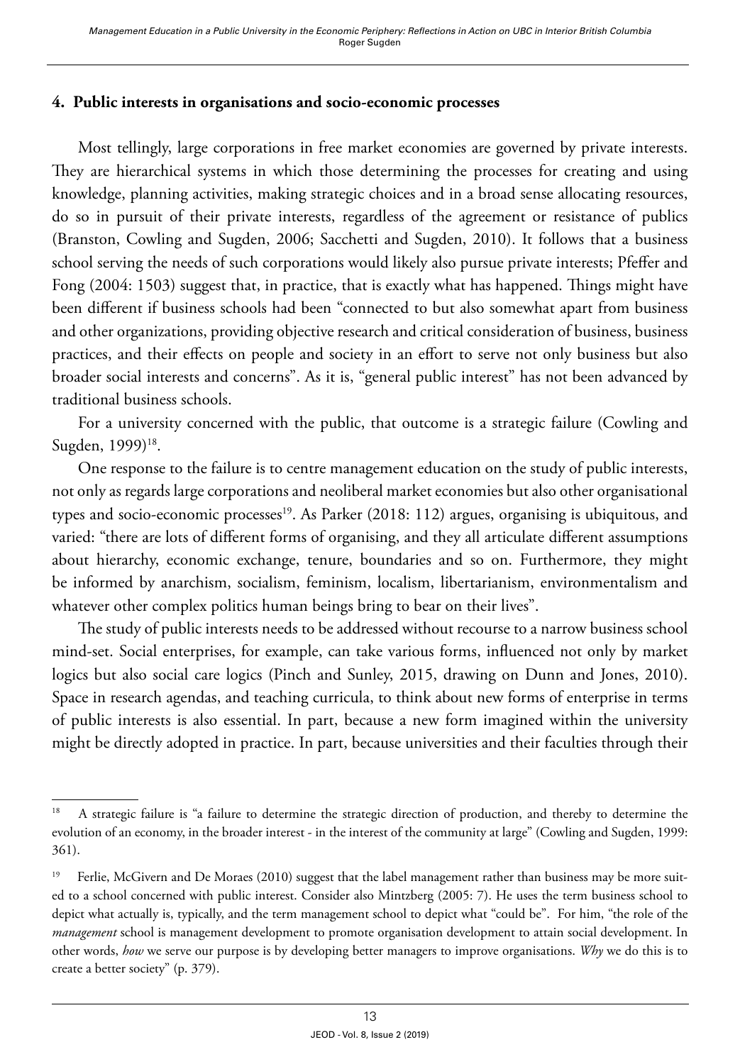## 4. Public interests in organisations and socio-economic processes

Most tellingly, large corporations in free market economies are governed by private interests. They are hierarchical systems in which those determining the processes for creating and using knowledge, planning activities, making strategic choices and in a broad sense allocating resources, do so in pursuit of their private interests, regardless of the agreement or resistance of publics (Branston, Cowling and Sugden, 2006; Sacchetti and Sugden, 2010). It follows that a business school serving the needs of such corporations would likely also pursue private interests; Pfeffer and Fong (2004: 1503) suggest that, in practice, that is exactly what has happened. Things might have been different if business schools had been "connected to but also somewhat apart from business and other organizations, providing objective research and critical consideration of business, business practices, and their effects on people and society in an effort to serve not only business but also broader social interests and concerns". As it is, "general public interest" has not been advanced by traditional business schools.

For a university concerned with the public, that outcome is a strategic failure (Cowling and Sugden, 1999)[18].

One response to the failure is to centre management education on the study of public interests, not only as regards large corporations and neoliberal market economies but also other organisational types and socio-economic processes[19]. As Parker (2018: 112) argues, organising is ubiquitous, and varied: "there are lots of different forms of organising, and they all articulate different assumptions about hierarchy, economic exchange, tenure, boundaries and so on. Furthermore, they might be informed by anarchism, socialism, feminism, localism, libertarianism, environmentalism and whatever other complex politics human beings bring to bear on their lives".

The study of public interests needs to be addressed without recourse to a narrow business school mind-set. Social enterprises, for example, can take various forms, influenced not only by market logics but also social care logics (Pinch and Sunley, 2015, drawing on Dunn and Jones, 2010). Space in research agendas, and teaching curricula, to think about new forms of enterprise in terms of public interests is also essential. In part, because a new form imagined within the university might be directly adopted in practice. In part, because universities and their faculties through their

---

[18] A strategic failure is "a failure to determine the strategic direction of production, and thereby to determine the evolution of an economy, in the broader interest - in the interest of the community at large" (Cowling and Sugden, 1999: 361).

[19] Ferlie, McGivern and De Moraes (2010) suggest that the label management rather than business may be more suited to a school concerned with public interest. Consider also Mintzberg (2005: 7). He uses the term business school to depict what actually is, typically, and the term management school to depict what "could be". For him, "the role of the *management* school is management development to promote organisation development to attain social development. In other words, *how* we serve our purpose is by developing better managers to improve organisations. *Why* we do this is to create a better society" (p. 379).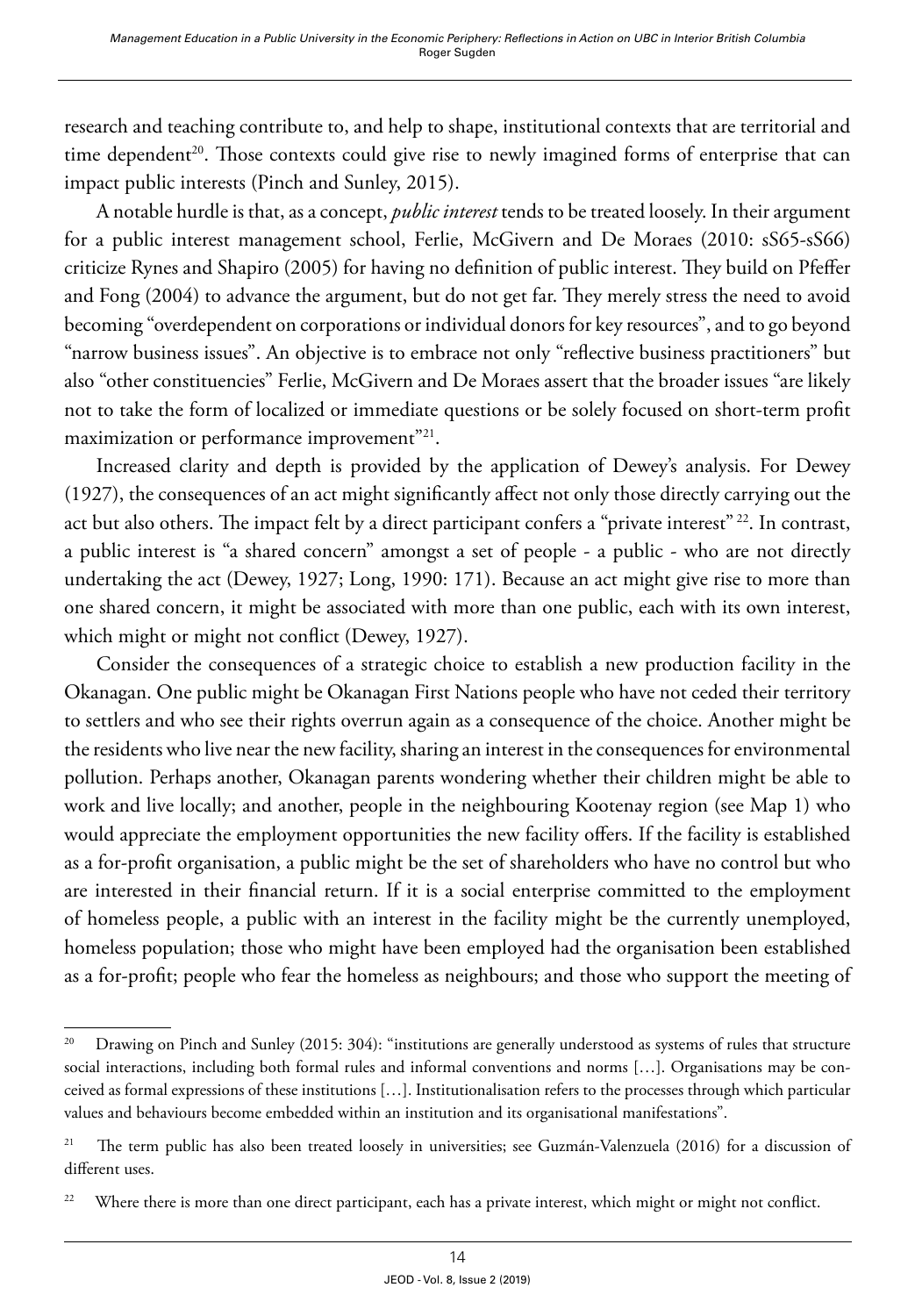research and teaching contribute to, and help to shape, institutional contexts that are territorial and time dependent[20]. Those contexts could give rise to newly imagined forms of enterprise that can impact public interests (Pinch and Sunley, 2015).

A notable hurdle is that, as a concept, *public interest* tends to be treated loosely. In their argument for a public interest management school, Ferlie, McGivern and De Moraes (2010: sS65-sS66) criticize Rynes and Shapiro (2005) for having no definition of public interest. They build on Pfeffer and Fong (2004) to advance the argument, but do not get far. They merely stress the need to avoid becoming "overdependent on corporations or individual donors for key resources", and to go beyond "narrow business issues". An objective is to embrace not only "reflective business practitioners" but also "other constituencies" Ferlie, McGivern and De Moraes assert that the broader issues "are likely not to take the form of localized or immediate questions or be solely focused on short-term profit maximization or performance improvement"[21].

Increased clarity and depth is provided by the application of Dewey's analysis. For Dewey (1927), the consequences of an act might significantly affect not only those directly carrying out the act but also others. The impact felt by a direct participant confers a "private interest" [22]. In contrast, a public interest is "a shared concern" amongst a set of people - a public - who are not directly undertaking the act (Dewey, 1927; Long, 1990: 171). Because an act might give rise to more than one shared concern, it might be associated with more than one public, each with its own interest, which might or might not conflict (Dewey, 1927).

Consider the consequences of a strategic choice to establish a new production facility in the Okanagan. One public might be Okanagan First Nations people who have not ceded their territory to settlers and who see their rights overrun again as a consequence of the choice. Another might be the residents who live near the new facility, sharing an interest in the consequences for environmental pollution. Perhaps another, Okanagan parents wondering whether their children might be able to work and live locally; and another, people in the neighbouring Kootenay region (see Map 1) who would appreciate the employment opportunities the new facility offers. If the facility is established as a for-profit organisation, a public might be the set of shareholders who have no control but who are interested in their financial return. If it is a social enterprise committed to the employment of homeless people, a public with an interest in the facility might be the currently unemployed, homeless population; those who might have been employed had the organisation been established as a for-profit; people who fear the homeless as neighbours; and those who support the meeting of

---

[20] Drawing on Pinch and Sunley (2015: 304): "institutions are generally understood as systems of rules that structure social interactions, including both formal rules and informal conventions and norms […]. Organisations may be conceived as formal expressions of these institutions […]. Institutionalisation refers to the processes through which particular values and behaviours become embedded within an institution and its organisational manifestations".

[21] The term public has also been treated loosely in universities; see Guzmán-Valenzuela (2016) for a discussion of different uses.

[22] Where there is more than one direct participant, each has a private interest, which might or might not conflict.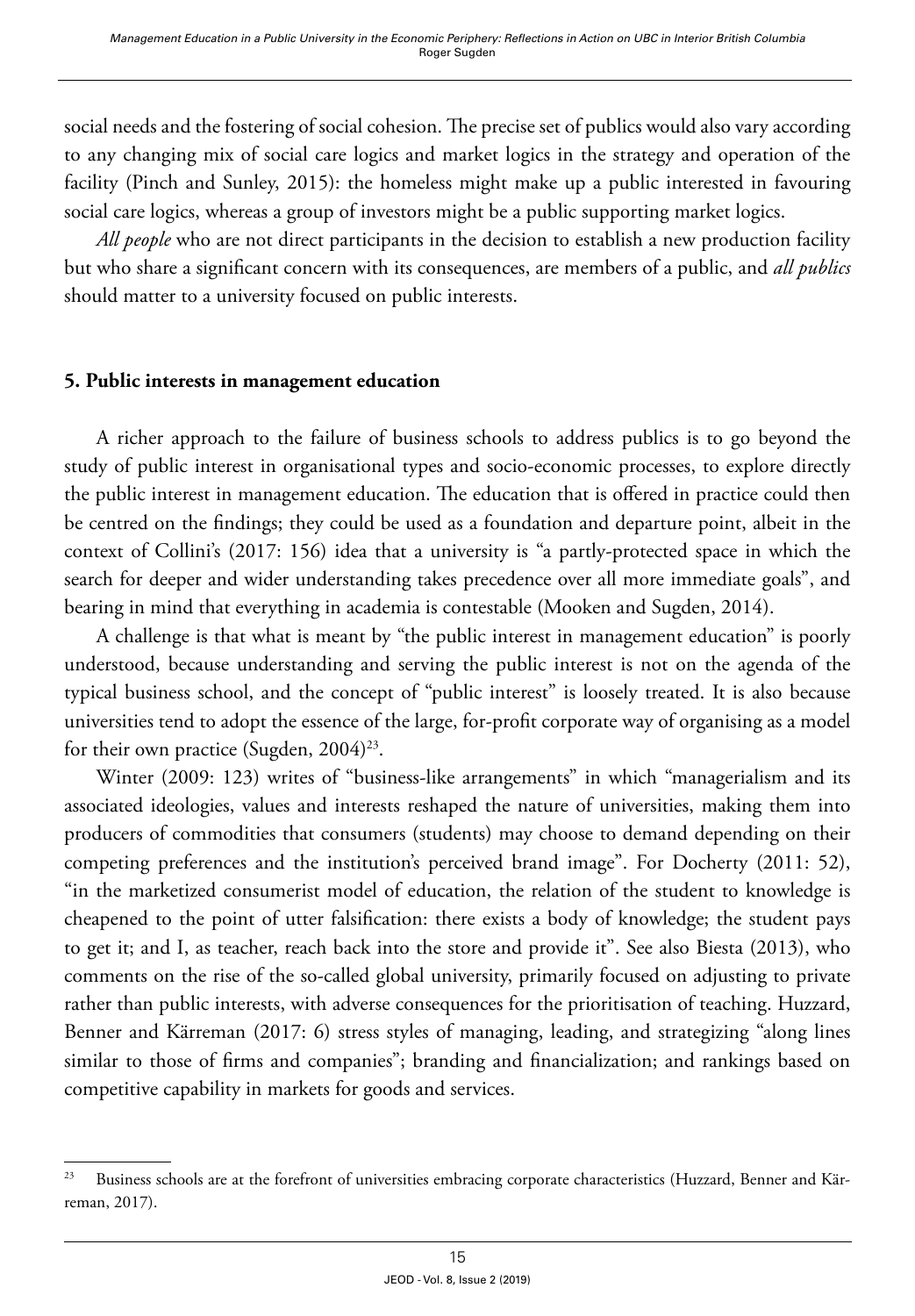social needs and the fostering of social cohesion. The precise set of publics would also vary according to any changing mix of social care logics and market logics in the strategy and operation of the facility (Pinch and Sunley, 2015): the homeless might make up a public interested in favouring social care logics, whereas a group of investors might be a public supporting market logics.

*All people* who are not direct participants in the decision to establish a new production facility but who share a significant concern with its consequences, are members of a public, and *all publics* should matter to a university focused on public interests.

## 5. Public interests in management education

A richer approach to the failure of business schools to address publics is to go beyond the study of public interest in organisational types and socio-economic processes, to explore directly the public interest in management education. The education that is offered in practice could then be centred on the findings; they could be used as a foundation and departure point, albeit in the context of Collini's (2017: 156) idea that a university is "a partly-protected space in which the search for deeper and wider understanding takes precedence over all more immediate goals", and bearing in mind that everything in academia is contestable (Mooken and Sugden, 2014).

A challenge is that what is meant by "the public interest in management education" is poorly understood, because understanding and serving the public interest is not on the agenda of the typical business school, and the concept of "public interest" is loosely treated. It is also because universities tend to adopt the essence of the large, for-profit corporate way of organising as a model for their own practice (Sugden, 2004)[23].

Winter (2009: 123) writes of "business-like arrangements" in which "managerialism and its associated ideologies, values and interests reshaped the nature of universities, making them into producers of commodities that consumers (students) may choose to demand depending on their competing preferences and the institution's perceived brand image". For Docherty (2011: 52), "in the marketized consumerist model of education, the relation of the student to knowledge is cheapened to the point of utter falsification: there exists a body of knowledge; the student pays to get it; and I, as teacher, reach back into the store and provide it". See also Biesta (2013), who comments on the rise of the so-called global university, primarily focused on adjusting to private rather than public interests, with adverse consequences for the prioritisation of teaching. Huzzard, Benner and Kärreman (2017: 6) stress styles of managing, leading, and strategizing "along lines similar to those of firms and companies"; branding and financialization; and rankings based on competitive capability in markets for goods and services.

---

[23] Business schools are at the forefront of universities embracing corporate characteristics (Huzzard, Benner and Kärreman, 2017).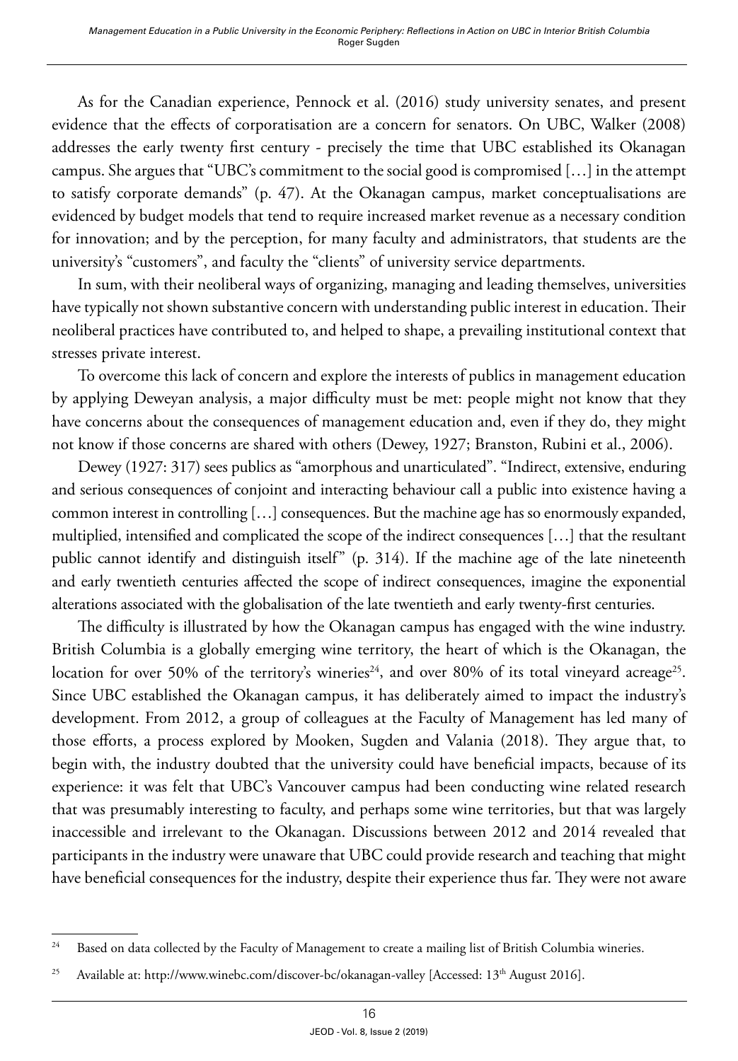As for the Canadian experience, Pennock et al. (2016) study university senates, and present evidence that the effects of corporatisation are a concern for senators. On UBC, Walker (2008) addresses the early twenty first century - precisely the time that UBC established its Okanagan campus. She argues that "UBC's commitment to the social good is compromised […] in the attempt to satisfy corporate demands" (p. 47). At the Okanagan campus, market conceptualisations are evidenced by budget models that tend to require increased market revenue as a necessary condition for innovation; and by the perception, for many faculty and administrators, that students are the university's "customers", and faculty the "clients" of university service departments.

In sum, with their neoliberal ways of organizing, managing and leading themselves, universities have typically not shown substantive concern with understanding public interest in education. Their neoliberal practices have contributed to, and helped to shape, a prevailing institutional context that stresses private interest.

To overcome this lack of concern and explore the interests of publics in management education by applying Deweyan analysis, a major difficulty must be met: people might not know that they have concerns about the consequences of management education and, even if they do, they might not know if those concerns are shared with others (Dewey, 1927; Branston, Rubini et al., 2006).

Dewey (1927: 317) sees publics as "amorphous and unarticulated". "Indirect, extensive, enduring and serious consequences of conjoint and interacting behaviour call a public into existence having a common interest in controlling […] consequences. But the machine age has so enormously expanded, multiplied, intensified and complicated the scope of the indirect consequences […] that the resultant public cannot identify and distinguish itself" (p. 314). If the machine age of the late nineteenth and early twentieth centuries affected the scope of indirect consequences, imagine the exponential alterations associated with the globalisation of the late twentieth and early twenty-first centuries.

The difficulty is illustrated by how the Okanagan campus has engaged with the wine industry. British Columbia is a globally emerging wine territory, the heart of which is the Okanagan, the location for over 50% of the territory's wineries[24], and over 80% of its total vineyard acreage[25]. Since UBC established the Okanagan campus, it has deliberately aimed to impact the industry's development. From 2012, a group of colleagues at the Faculty of Management has led many of those efforts, a process explored by Mooken, Sugden and Valania (2018). They argue that, to begin with, the industry doubted that the university could have beneficial impacts, because of its experience: it was felt that UBC's Vancouver campus had been conducting wine related research that was presumably interesting to faculty, and perhaps some wine territories, but that was largely inaccessible and irrelevant to the Okanagan. Discussions between 2012 and 2014 revealed that participants in the industry were unaware that UBC could provide research and teaching that might have beneficial consequences for the industry, despite their experience thus far. They were not aware

---

[24] Based on data collected by the Faculty of Management to create a mailing list of British Columbia wineries.

[25] Available at: http://www.winebc.com/discover-bc/okanagan-valley [Accessed: 13th August 2016].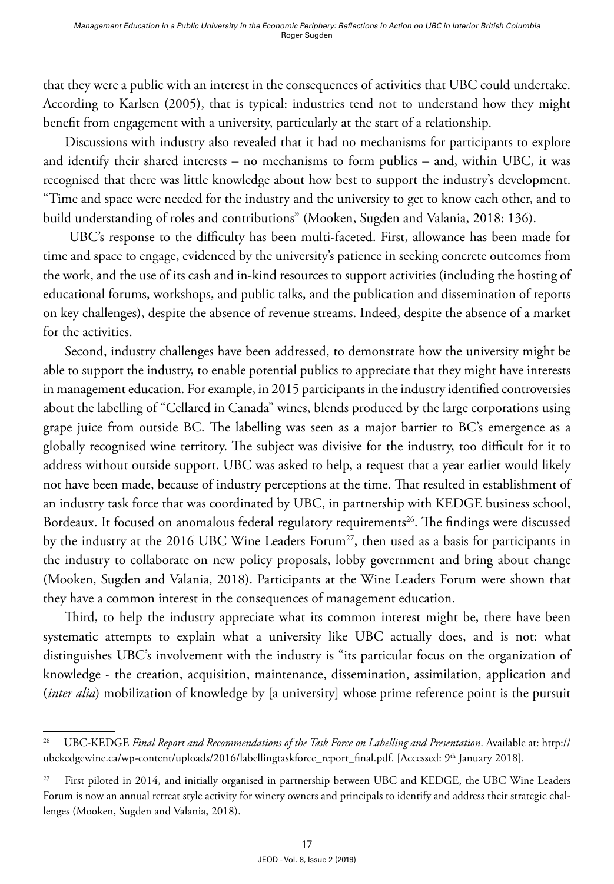that they were a public with an interest in the consequences of activities that UBC could undertake. According to Karlsen (2005), that is typical: industries tend not to understand how they might benefit from engagement with a university, particularly at the start of a relationship.

Discussions with industry also revealed that it had no mechanisms for participants to explore and identify their shared interests – no mechanisms to form publics – and, within UBC, it was recognised that there was little knowledge about how best to support the industry's development. "Time and space were needed for the industry and the university to get to know each other, and to build understanding of roles and contributions" (Mooken, Sugden and Valania, 2018: 136).

UBC's response to the difficulty has been multi-faceted. First, allowance has been made for time and space to engage, evidenced by the university's patience in seeking concrete outcomes from the work, and the use of its cash and in-kind resources to support activities (including the hosting of educational forums, workshops, and public talks, and the publication and dissemination of reports on key challenges), despite the absence of revenue streams. Indeed, despite the absence of a market for the activities.

Second, industry challenges have been addressed, to demonstrate how the university might be able to support the industry, to enable potential publics to appreciate that they might have interests in management education. For example, in 2015 participants in the industry identified controversies about the labelling of "Cellared in Canada" wines, blends produced by the large corporations using grape juice from outside BC. The labelling was seen as a major barrier to BC's emergence as a globally recognised wine territory. The subject was divisive for the industry, too difficult for it to address without outside support. UBC was asked to help, a request that a year earlier would likely not have been made, because of industry perceptions at the time. That resulted in establishment of an industry task force that was coordinated by UBC, in partnership with KEDGE business school, Bordeaux. It focused on anomalous federal regulatory requirements[26]. The findings were discussed by the industry at the 2016 UBC Wine Leaders Forum[27], then used as a basis for participants in the industry to collaborate on new policy proposals, lobby government and bring about change (Mooken, Sugden and Valania, 2018). Participants at the Wine Leaders Forum were shown that they have a common interest in the consequences of management education.

Third, to help the industry appreciate what its common interest might be, there have been systematic attempts to explain what a university like UBC actually does, and is not: what distinguishes UBC's involvement with the industry is "its particular focus on the organization of knowledge - the creation, acquisition, maintenance, dissemination, assimilation, application and (*inter alia*) mobilization of knowledge by [a university] whose prime reference point is the pursuit

---

[26] UBC-KEDGE *Final Report and Recommendations of the Task Force on Labelling and Presentation*. Available at: http://ubckedgewine.ca/wp-content/uploads/2016/labellingtaskforce_report_final.pdf. [Accessed: 9th January 2018].

[27] First piloted in 2014, and initially organised in partnership between UBC and KEDGE, the UBC Wine Leaders Forum is now an annual retreat style activity for winery owners and principals to identify and address their strategic challenges (Mooken, Sugden and Valania, 2018).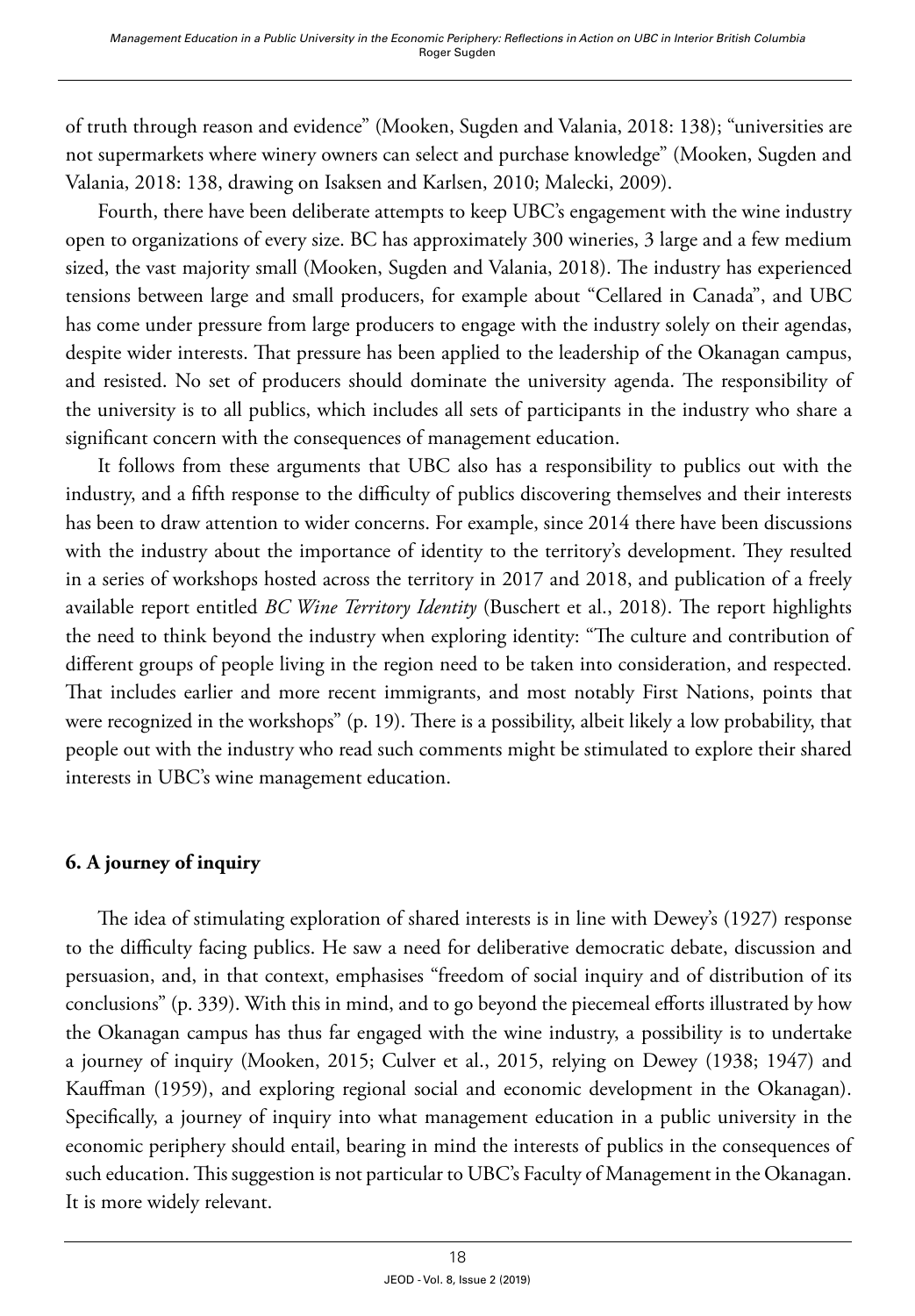of truth through reason and evidence" (Mooken, Sugden and Valania, 2018: 138); "universities are not supermarkets where winery owners can select and purchase knowledge" (Mooken, Sugden and Valania, 2018: 138, drawing on Isaksen and Karlsen, 2010; Malecki, 2009).

Fourth, there have been deliberate attempts to keep UBC's engagement with the wine industry open to organizations of every size. BC has approximately 300 wineries, 3 large and a few medium sized, the vast majority small (Mooken, Sugden and Valania, 2018). The industry has experienced tensions between large and small producers, for example about "Cellared in Canada", and UBC has come under pressure from large producers to engage with the industry solely on their agendas, despite wider interests. That pressure has been applied to the leadership of the Okanagan campus, and resisted. No set of producers should dominate the university agenda. The responsibility of the university is to all publics, which includes all sets of participants in the industry who share a significant concern with the consequences of management education.

It follows from these arguments that UBC also has a responsibility to publics out with the industry, and a fifth response to the difficulty of publics discovering themselves and their interests has been to draw attention to wider concerns. For example, since 2014 there have been discussions with the industry about the importance of identity to the territory's development. They resulted in a series of workshops hosted across the territory in 2017 and 2018, and publication of a freely available report entitled *BC Wine Territory Identity* (Buschert et al., 2018). The report highlights the need to think beyond the industry when exploring identity: "The culture and contribution of different groups of people living in the region need to be taken into consideration, and respected. That includes earlier and more recent immigrants, and most notably First Nations, points that were recognized in the workshops" (p. 19). There is a possibility, albeit likely a low probability, that people out with the industry who read such comments might be stimulated to explore their shared interests in UBC's wine management education.

## 6. A journey of inquiry

The idea of stimulating exploration of shared interests is in line with Dewey's (1927) response to the difficulty facing publics. He saw a need for deliberative democratic debate, discussion and persuasion, and, in that context, emphasises "freedom of social inquiry and of distribution of its conclusions" (p. 339). With this in mind, and to go beyond the piecemeal efforts illustrated by how the Okanagan campus has thus far engaged with the wine industry, a possibility is to undertake a journey of inquiry (Mooken, 2015; Culver et al., 2015, relying on Dewey (1938; 1947) and Kauffman (1959), and exploring regional social and economic development in the Okanagan). Specifically, a journey of inquiry into what management education in a public university in the economic periphery should entail, bearing in mind the interests of publics in the consequences of such education. This suggestion is not particular to UBC's Faculty of Management in the Okanagan. It is more widely relevant.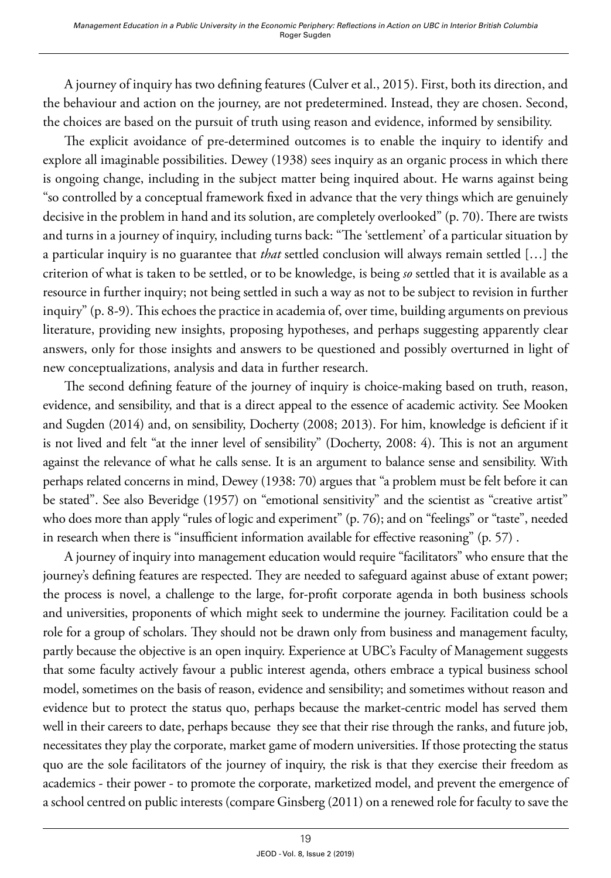A journey of inquiry has two defining features (Culver et al., 2015). First, both its direction, and the behaviour and action on the journey, are not predetermined. Instead, they are chosen. Second, the choices are based on the pursuit of truth using reason and evidence, informed by sensibility.

The explicit avoidance of pre-determined outcomes is to enable the inquiry to identify and explore all imaginable possibilities. Dewey (1938) sees inquiry as an organic process in which there is ongoing change, including in the subject matter being inquired about. He warns against being "so controlled by a conceptual framework fixed in advance that the very things which are genuinely decisive in the problem in hand and its solution, are completely overlooked" (p. 70). There are twists and turns in a journey of inquiry, including turns back: "The 'settlement' of a particular situation by a particular inquiry is no guarantee that *that* settled conclusion will always remain settled […] the criterion of what is taken to be settled, or to be knowledge, is being *so* settled that it is available as a resource in further inquiry; not being settled in such a way as not to be subject to revision in further inquiry" (p. 8-9). This echoes the practice in academia of, over time, building arguments on previous literature, providing new insights, proposing hypotheses, and perhaps suggesting apparently clear answers, only for those insights and answers to be questioned and possibly overturned in light of new conceptualizations, analysis and data in further research.

The second defining feature of the journey of inquiry is choice-making based on truth, reason, evidence, and sensibility, and that is a direct appeal to the essence of academic activity. See Mooken and Sugden (2014) and, on sensibility, Docherty (2008; 2013). For him, knowledge is deficient if it is not lived and felt "at the inner level of sensibility" (Docherty, 2008: 4). This is not an argument against the relevance of what he calls sense. It is an argument to balance sense and sensibility. With perhaps related concerns in mind, Dewey (1938: 70) argues that "a problem must be felt before it can be stated". See also Beveridge (1957) on "emotional sensitivity" and the scientist as "creative artist" who does more than apply "rules of logic and experiment" (p. 76); and on "feelings" or "taste", needed in research when there is "insufficient information available for effective reasoning" (p. 57) .

A journey of inquiry into management education would require "facilitators" who ensure that the journey's defining features are respected. They are needed to safeguard against abuse of extant power; the process is novel, a challenge to the large, for-profit corporate agenda in both business schools and universities, proponents of which might seek to undermine the journey. Facilitation could be a role for a group of scholars. They should not be drawn only from business and management faculty, partly because the objective is an open inquiry. Experience at UBC's Faculty of Management suggests that some faculty actively favour a public interest agenda, others embrace a typical business school model, sometimes on the basis of reason, evidence and sensibility; and sometimes without reason and evidence but to protect the status quo, perhaps because the market-centric model has served them well in their careers to date, perhaps because they see that their rise through the ranks, and future job, necessitates they play the corporate, market game of modern universities. If those protecting the status quo are the sole facilitators of the journey of inquiry, the risk is that they exercise their freedom as academics - their power - to promote the corporate, marketized model, and prevent the emergence of a school centred on public interests (compare Ginsberg (2011) on a renewed role for faculty to save the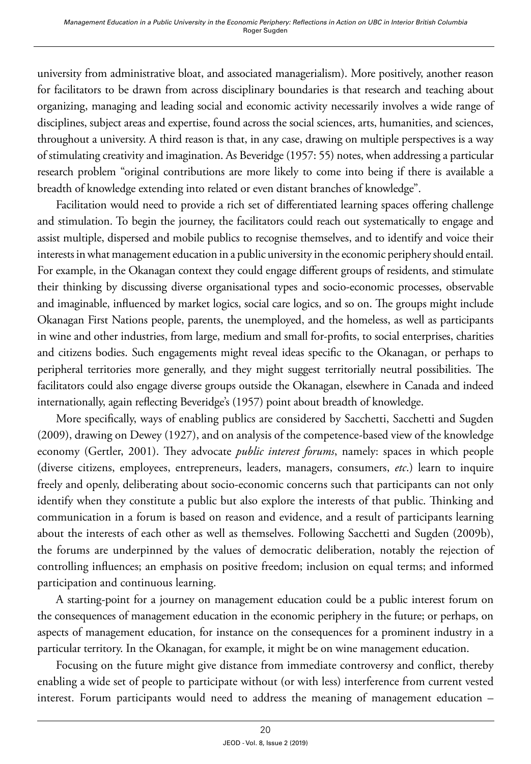university from administrative bloat, and associated managerialism). More positively, another reason for facilitators to be drawn from across disciplinary boundaries is that research and teaching about organizing, managing and leading social and economic activity necessarily involves a wide range of disciplines, subject areas and expertise, found across the social sciences, arts, humanities, and sciences, throughout a university. A third reason is that, in any case, drawing on multiple perspectives is a way of stimulating creativity and imagination. As Beveridge (1957: 55) notes, when addressing a particular research problem "original contributions are more likely to come into being if there is available a breadth of knowledge extending into related or even distant branches of knowledge".

Facilitation would need to provide a rich set of differentiated learning spaces offering challenge and stimulation. To begin the journey, the facilitators could reach out systematically to engage and assist multiple, dispersed and mobile publics to recognise themselves, and to identify and voice their interests in what management education in a public university in the economic periphery should entail. For example, in the Okanagan context they could engage different groups of residents, and stimulate their thinking by discussing diverse organisational types and socio-economic processes, observable and imaginable, influenced by market logics, social care logics, and so on. The groups might include Okanagan First Nations people, parents, the unemployed, and the homeless, as well as participants in wine and other industries, from large, medium and small for-profits, to social enterprises, charities and citizens bodies. Such engagements might reveal ideas specific to the Okanagan, or perhaps to peripheral territories more generally, and they might suggest territorially neutral possibilities. The facilitators could also engage diverse groups outside the Okanagan, elsewhere in Canada and indeed internationally, again reflecting Beveridge's (1957) point about breadth of knowledge.

More specifically, ways of enabling publics are considered by Sacchetti, Sacchetti and Sugden (2009), drawing on Dewey (1927), and on analysis of the competence-based view of the knowledge economy (Gertler, 2001). They advocate *public interest forums*, namely: spaces in which people (diverse citizens, employees, entrepreneurs, leaders, managers, consumers, *etc*.) learn to inquire freely and openly, deliberating about socio-economic concerns such that participants can not only identify when they constitute a public but also explore the interests of that public. Thinking and communication in a forum is based on reason and evidence, and a result of participants learning about the interests of each other as well as themselves. Following Sacchetti and Sugden (2009b), the forums are underpinned by the values of democratic deliberation, notably the rejection of controlling influences; an emphasis on positive freedom; inclusion on equal terms; and informed participation and continuous learning.

A starting-point for a journey on management education could be a public interest forum on the consequences of management education in the economic periphery in the future; or perhaps, on aspects of management education, for instance on the consequences for a prominent industry in a particular territory. In the Okanagan, for example, it might be on wine management education.

Focusing on the future might give distance from immediate controversy and conflict, thereby enabling a wide set of people to participate without (or with less) interference from current vested interest. Forum participants would need to address the meaning of management education –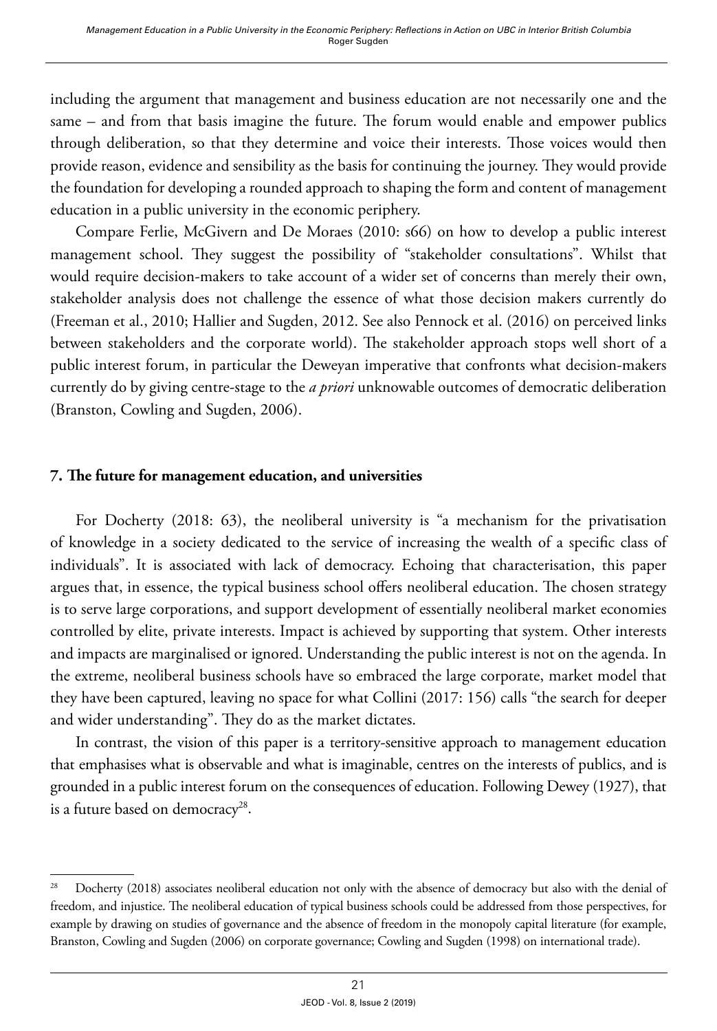including the argument that management and business education are not necessarily one and the same – and from that basis imagine the future. The forum would enable and empower publics through deliberation, so that they determine and voice their interests. Those voices would then provide reason, evidence and sensibility as the basis for continuing the journey. They would provide the foundation for developing a rounded approach to shaping the form and content of management education in a public university in the economic periphery.

Compare Ferlie, McGivern and De Moraes (2010: s66) on how to develop a public interest management school. They suggest the possibility of "stakeholder consultations". Whilst that would require decision-makers to take account of a wider set of concerns than merely their own, stakeholder analysis does not challenge the essence of what those decision makers currently do (Freeman et al., 2010; Hallier and Sugden, 2012. See also Pennock et al. (2016) on perceived links between stakeholders and the corporate world). The stakeholder approach stops well short of a public interest forum, in particular the Deweyan imperative that confronts what decision-makers currently do by giving centre-stage to the *a priori* unknowable outcomes of democratic deliberation (Branston, Cowling and Sugden, 2006).

## 7. The future for management education, and universities

For Docherty (2018: 63), the neoliberal university is "a mechanism for the privatisation of knowledge in a society dedicated to the service of increasing the wealth of a specific class of individuals". It is associated with lack of democracy. Echoing that characterisation, this paper argues that, in essence, the typical business school offers neoliberal education. The chosen strategy is to serve large corporations, and support development of essentially neoliberal market economies controlled by elite, private interests. Impact is achieved by supporting that system. Other interests and impacts are marginalised or ignored. Understanding the public interest is not on the agenda. In the extreme, neoliberal business schools have so embraced the large corporate, market model that they have been captured, leaving no space for what Collini (2017: 156) calls "the search for deeper and wider understanding". They do as the market dictates.

In contrast, the vision of this paper is a territory-sensitive approach to management education that emphasises what is observable and what is imaginable, centres on the interests of publics, and is grounded in a public interest forum on the consequences of education. Following Dewey (1927), that is a future based on democracy[28].

---

[28] Docherty (2018) associates neoliberal education not only with the absence of democracy but also with the denial of freedom, and injustice. The neoliberal education of typical business schools could be addressed from those perspectives, for example by drawing on studies of governance and the absence of freedom in the monopoly capital literature (for example, Branston, Cowling and Sugden (2006) on corporate governance; Cowling and Sugden (1998) on international trade).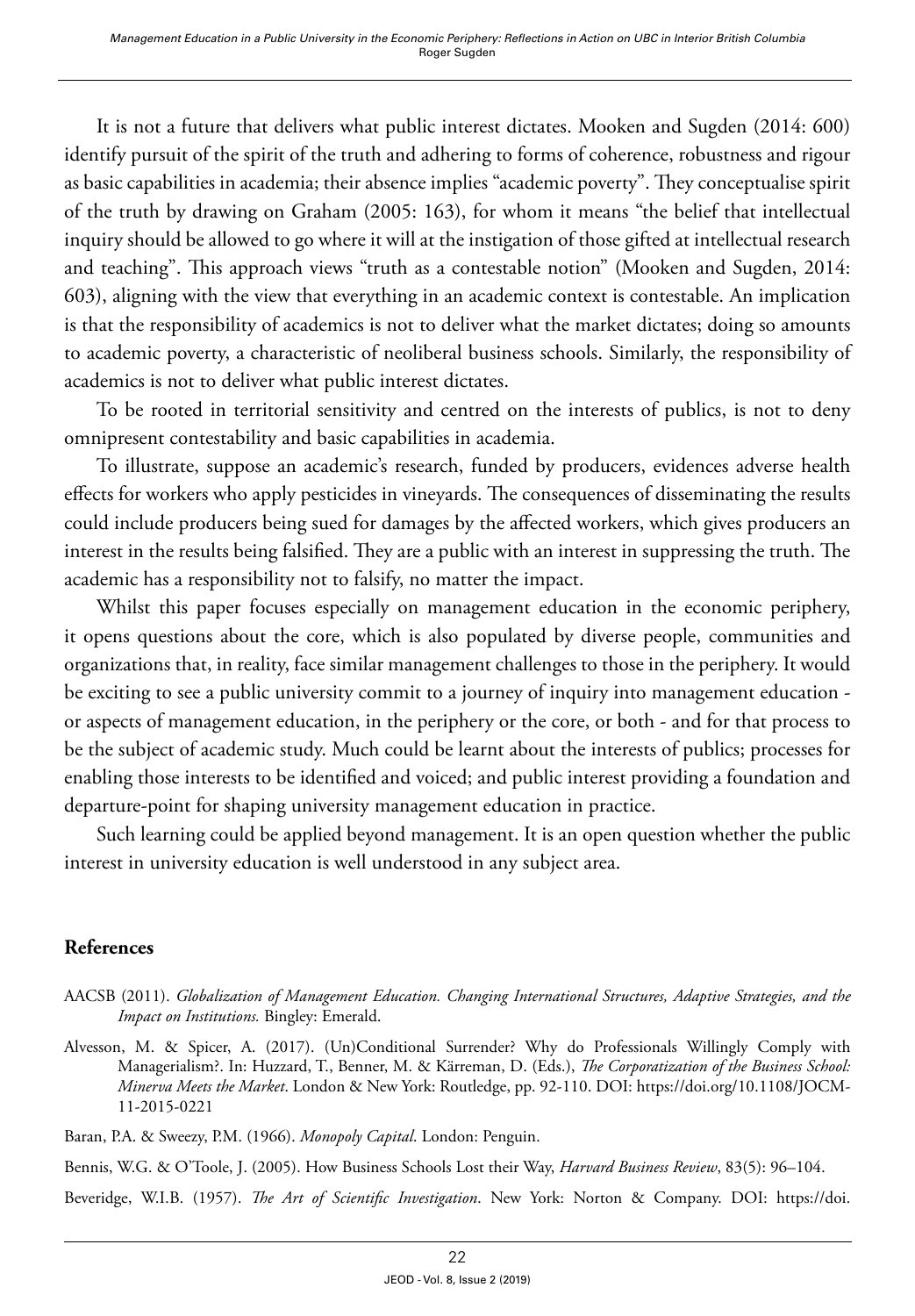It is not a future that delivers what public interest dictates. Mooken and Sugden (2014: 600) identify pursuit of the spirit of the truth and adhering to forms of coherence, robustness and rigour as basic capabilities in academia; their absence implies "academic poverty". They conceptualise spirit of the truth by drawing on Graham (2005: 163), for whom it means "the belief that intellectual inquiry should be allowed to go where it will at the instigation of those gifted at intellectual research and teaching". This approach views "truth as a contestable notion" (Mooken and Sugden, 2014: 603), aligning with the view that everything in an academic context is contestable. An implication is that the responsibility of academics is not to deliver what the market dictates; doing so amounts to academic poverty, a characteristic of neoliberal business schools. Similarly, the responsibility of academics is not to deliver what public interest dictates.

To be rooted in territorial sensitivity and centred on the interests of publics, is not to deny omnipresent contestability and basic capabilities in academia.

To illustrate, suppose an academic's research, funded by producers, evidences adverse health effects for workers who apply pesticides in vineyards. The consequences of disseminating the results could include producers being sued for damages by the affected workers, which gives producers an interest in the results being falsified. They are a public with an interest in suppressing the truth. The academic has a responsibility not to falsify, no matter the impact.

Whilst this paper focuses especially on management education in the economic periphery, it opens questions about the core, which is also populated by diverse people, communities and organizations that, in reality, face similar management challenges to those in the periphery. It would be exciting to see a public university commit to a journey of inquiry into management education - or aspects of management education, in the periphery or the core, or both - and for that process to be the subject of academic study. Much could be learnt about the interests of publics; processes for enabling those interests to be identified and voiced; and public interest providing a foundation and departure-point for shaping university management education in practice.

Such learning could be applied beyond management. It is an open question whether the public interest in university education is well understood in any subject area.

## References

AACSB (2011). *Globalization of Management Education. Changing International Structures, Adaptive Strategies, and the Impact on Institutions.* Bingley: Emerald.

Alvesson, M. & Spicer, A. (2017). (Un)Conditional Surrender? Why do Professionals Willingly Comply with Managerialism?. In: Huzzard, T., Benner, M. & Kärreman, D. (Eds.), *The Corporatization of the Business School: Minerva Meets the Market*. London & New York: Routledge, pp. 92-110. DOI: https://doi.org/10.1108/JOCM-11-2015-0221

Baran, P.A. & Sweezy, P.M. (1966). *Monopoly Capital*. London: Penguin.

Bennis, W.G. & O'Toole, J. (2005). How Business Schools Lost their Way, *Harvard Business Review*, 83(5): 96–104.

Beveridge, W.I.B. (1957). *The Art of Scientific Investigation*. New York: Norton & Company. DOI: https://doi.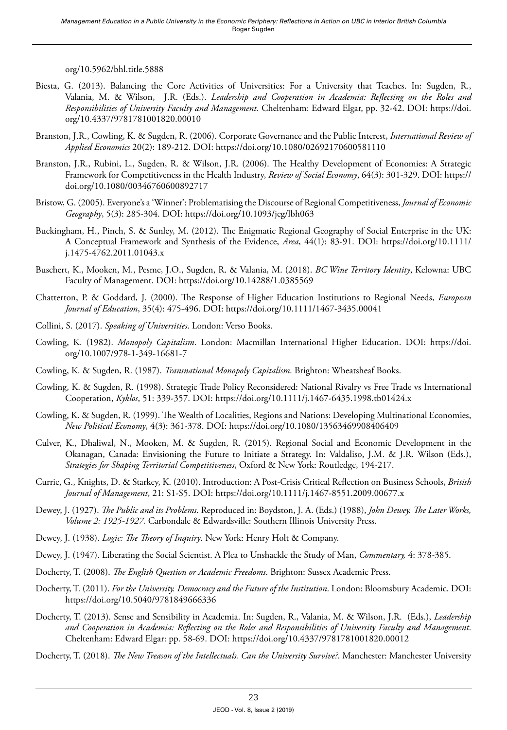org/10.5962/bhl.title.5888

Biesta, G. (2013). Balancing the Core Activities of Universities: For a University that Teaches. In: Sugden, R., Valania, M. & Wilson, J.R. (Eds.). *Leadership and Cooperation in Academia: Reflecting on the Roles and Responsibilities of University Faculty and Management.* Cheltenham: Edward Elgar, pp. 32-42. DOI: https://doi.org/10.4337/9781781001820.00010

Branston, J.R., Cowling, K. & Sugden, R. (2006). Corporate Governance and the Public Interest, *International Review of Applied Economics* 20(2): 189-212. DOI: https://doi.org/10.1080/02692170600581110

Branston, J.R., Rubini, L., Sugden, R. & Wilson, J.R. (2006). The Healthy Development of Economies: A Strategic Framework for Competitiveness in the Health Industry, *Review of Social Economy*, 64(3): 301-329. DOI: https://doi.org/10.1080/00346760600892717

Bristow, G. (2005). Everyone's a 'Winner': Problematising the Discourse of Regional Competitiveness, *Journal of Economic Geography*, 5(3): 285-304. DOI: https://doi.org/10.1093/jeg/lbh063

Buckingham, H., Pinch, S. & Sunley, M. (2012). The Enigmatic Regional Geography of Social Enterprise in the UK: A Conceptual Framework and Synthesis of the Evidence, *Area*, 44(1): 83-91. DOI: https://doi.org/10.1111/j.1475-4762.2011.01043.x

Buschert, K., Mooken, M., Pesme, J.O., Sugden, R. & Valania, M. (2018). *BC Wine Territory Identity*, Kelowna: UBC Faculty of Management. DOI: https://doi.org/10.14288/1.0385569

Chatterton, P. & Goddard, J. (2000). The Response of Higher Education Institutions to Regional Needs, *European Journal of Education*, 35(4): 475-496. DOI: https://doi.org/10.1111/1467-3435.00041

Collini, S. (2017). *Speaking of Universities*. London: Verso Books.

Cowling, K. (1982). *Monopoly Capitalism*. London: Macmillan International Higher Education. DOI: https://doi.org/10.1007/978-1-349-16681-7

Cowling, K. & Sugden, R. (1987). *Transnational Monopoly Capitalism*. Brighton: Wheatsheaf Books.

Cowling, K. & Sugden, R. (1998). Strategic Trade Policy Reconsidered: National Rivalry vs Free Trade vs International Cooperation, *Kyklos*, 51: 339-357. DOI: https://doi.org/10.1111/j.1467-6435.1998.tb01424.x

Cowling, K. & Sugden, R. (1999). The Wealth of Localities, Regions and Nations: Developing Multinational Economies, *New Political Economy*, 4(3): 361-378. DOI: https://doi.org/10.1080/13563469908406409

Culver, K., Dhaliwal, N., Mooken, M. & Sugden, R. (2015). Regional Social and Economic Development in the Okanagan, Canada: Envisioning the Future to Initiate a Strategy. In: Valdaliso, J.M. & J.R. Wilson (Eds.), *Strategies for Shaping Territorial Competitiveness*, Oxford & New York: Routledge, 194-217.

Currie, G., Knights, D. & Starkey, K. (2010). Introduction: A Post-Crisis Critical Reflection on Business Schools, *British Journal of Management*, 21: S1-S5. DOI: https://doi.org/10.1111/j.1467-8551.2009.00677.x

Dewey, J. (1927). *The Public and its Problems*. Reproduced in: Boydston, J. A. (Eds.) (1988), *John Dewey. The Later Works, Volume 2: 1925-1927.* Carbondale & Edwardsville: Southern Illinois University Press.

Dewey, J. (1938). *Logic: The Theory of Inquiry*. New York: Henry Holt & Company.

Dewey, J. (1947). Liberating the Social Scientist. A Plea to Unshackle the Study of Man, *Commentary,* 4: 378-385.

Docherty, T. (2008). *The English Question or Academic Freedoms*. Brighton: Sussex Academic Press.

Docherty, T. (2011). *For the University. Democracy and the Future of the Institution*. London: Bloomsbury Academic. DOI: https://doi.org/10.5040/9781849666336

Docherty, T. (2013). Sense and Sensibility in Academia. In: Sugden, R., Valania, M. & Wilson, J.R. (Eds.), *Leadership and Cooperation in Academia: Reflecting on the Roles and Responsibilities of University Faculty and Management*. Cheltenham: Edward Elgar: pp. 58-69. DOI: https://doi.org/10.4337/9781781001820.00012

Docherty, T. (2018). *The New Treason of the Intellectuals. Can the University Survive?*. Manchester: Manchester University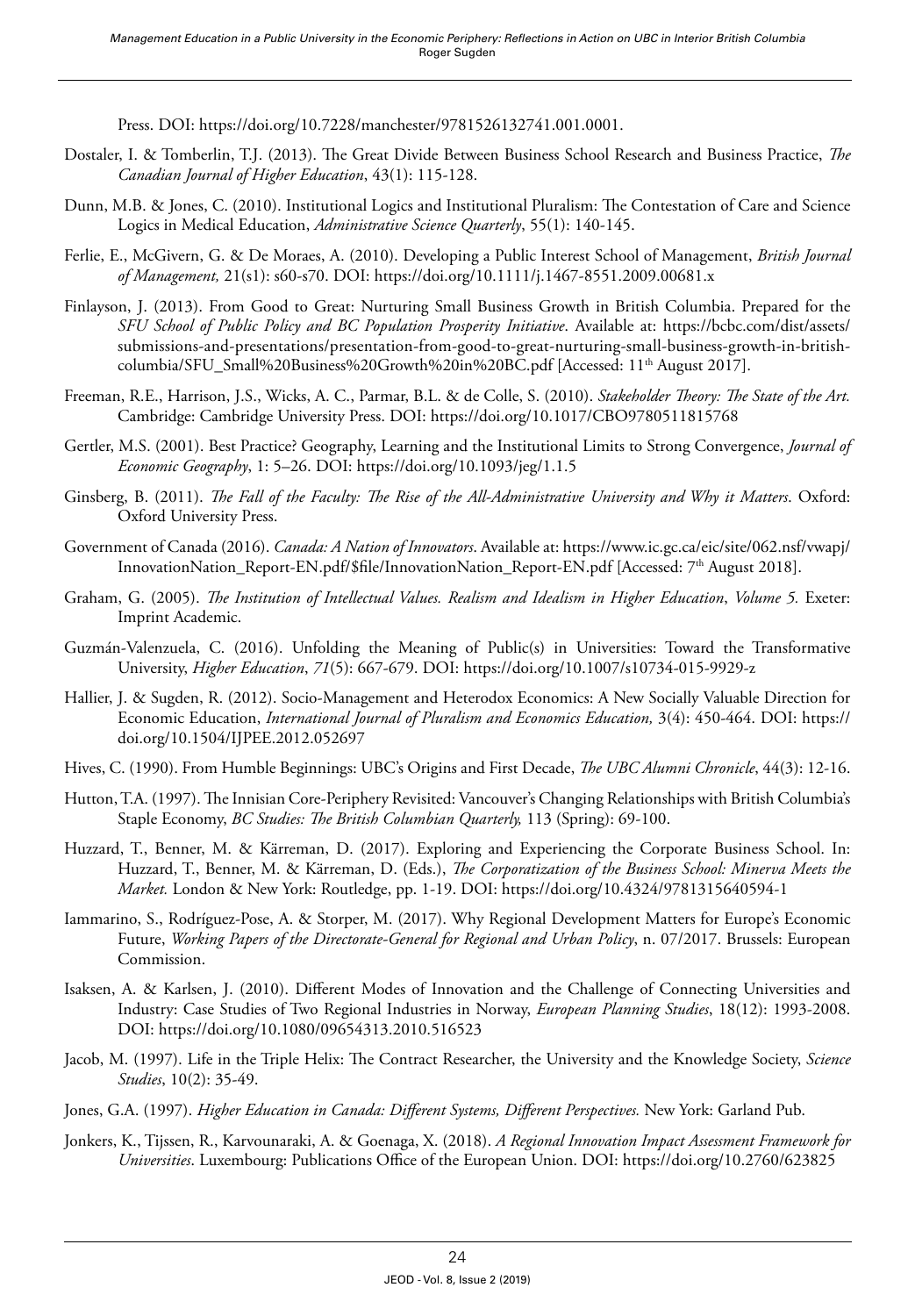Press. DOI: https://doi.org/10.7228/manchester/9781526132741.001.0001.

Dostaler, I. & Tomberlin, T.J. (2013). The Great Divide Between Business School Research and Business Practice, *The Canadian Journal of Higher Education*, 43(1): 115-128.

Dunn, M.B. & Jones, C. (2010). Institutional Logics and Institutional Pluralism: The Contestation of Care and Science Logics in Medical Education, *Administrative Science Quarterly*, 55(1): 140-145.

Ferlie, E., McGivern, G. & De Moraes, A. (2010). Developing a Public Interest School of Management, *British Journal of Management,* 21(s1): s60-s70. DOI: https://doi.org/10.1111/j.1467-8551.2009.00681.x

Finlayson, J. (2013). From Good to Great: Nurturing Small Business Growth in British Columbia. Prepared for the *SFU School of Public Policy and BC Population Prosperity Initiative*. Available at: https://bcbc.com/dist/assets/submissions-and-presentations/presentation-from-good-to-great-nurturing-small-business-growth-in-british-columbia/SFU_Small%20Business%20Growth%20in%20BC.pdf [Accessed: 11th August 2017].

Freeman, R.E., Harrison, J.S., Wicks, A. C., Parmar, B.L. & de Colle, S. (2010). *Stakeholder Theory: The State of the Art.* Cambridge: Cambridge University Press. DOI: https://doi.org/10.1017/CBO9780511815768

Gertler, M.S. (2001). Best Practice? Geography, Learning and the Institutional Limits to Strong Convergence, *Journal of Economic Geography*, 1: 5–26. DOI: https://doi.org/10.1093/jeg/1.1.5

Ginsberg, B. (2011). *The Fall of the Faculty: The Rise of the All-Administrative University and Why it Matters*. Oxford: Oxford University Press.

Government of Canada (2016). *Canada: A Nation of Innovators*. Available at: https://www.ic.gc.ca/eic/site/062.nsf/vwapj/InnovationNation_Report-EN.pdf/$file/InnovationNation_Report-EN.pdf [Accessed: 7th August 2018].

Graham, G. (2005). *The Institution of Intellectual Values. Realism and Idealism in Higher Education*, *Volume 5.* Exeter: Imprint Academic.

Guzmán-Valenzuela, C. (2016). Unfolding the Meaning of Public(s) in Universities: Toward the Transformative University, *Higher Education*, *71*(5): 667-679. DOI: https://doi.org/10.1007/s10734-015-9929-z

Hallier, J. & Sugden, R. (2012). Socio-Management and Heterodox Economics: A New Socially Valuable Direction for Economic Education, *International Journal of Pluralism and Economics Education,* 3(4): 450-464. DOI: https://doi.org/10.1504/IJPEE.2012.052697

Hives, C. (1990). From Humble Beginnings: UBC's Origins and First Decade, *The UBC Alumni Chronicle*, 44(3): 12-16.

Hutton, T.A. (1997). The Innisian Core-Periphery Revisited: Vancouver's Changing Relationships with British Columbia's Staple Economy, *BC Studies: The British Columbian Quarterly,* 113 (Spring): 69-100.

Huzzard, T., Benner, M. & Kärreman, D. (2017). Exploring and Experiencing the Corporate Business School. In: Huzzard, T., Benner, M. & Kärreman, D. (Eds.), *The Corporatization of the Business School: Minerva Meets the Market.* London & New York: Routledge, pp. 1-19. DOI: https://doi.org/10.4324/9781315640594-1

Iammarino, S., Rodríguez-Pose, A. & Storper, M. (2017). Why Regional Development Matters for Europe's Economic Future, *Working Papers of the Directorate-General for Regional and Urban Policy*, n. 07/2017. Brussels: European Commission.

Isaksen, A. & Karlsen, J. (2010). Different Modes of Innovation and the Challenge of Connecting Universities and Industry: Case Studies of Two Regional Industries in Norway, *European Planning Studies*, 18(12): 1993-2008. DOI: https://doi.org/10.1080/09654313.2010.516523

Jacob, M. (1997). Life in the Triple Helix: The Contract Researcher, the University and the Knowledge Society, *Science Studies*, 10(2): 35-49.

Jones, G.A. (1997). *Higher Education in Canada: Different Systems, Different Perspectives.* New York: Garland Pub.

Jonkers, K., Tijssen, R., Karvounaraki, A. & Goenaga, X. (2018). *A Regional Innovation Impact Assessment Framework for Universities*. Luxembourg: Publications Office of the European Union. DOI: https://doi.org/10.2760/623825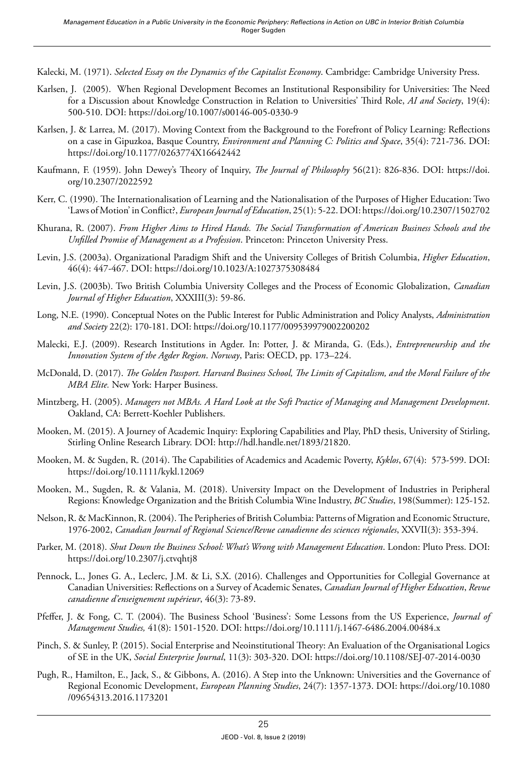Kalecki, M. (1971). *Selected Essay on the Dynamics of the Capitalist Economy*. Cambridge: Cambridge University Press.

Karlsen, J. (2005). When Regional Development Becomes an Institutional Responsibility for Universities: The Need for a Discussion about Knowledge Construction in Relation to Universities' Third Role, *AI and Society*, 19(4): 500-510. DOI: https://doi.org/10.1007/s00146-005-0330-9

Karlsen, J. & Larrea, M. (2017). Moving Context from the Background to the Forefront of Policy Learning: Reflections on a case in Gipuzkoa, Basque Country, *Environment and Planning C: Politics and Space*, 35(4): 721-736. DOI: https://doi.org/10.1177/0263774X16642442

Kaufmann, F. (1959). John Dewey's Theory of Inquiry, *The Journal of Philosophy* 56(21): 826-836. DOI: https://doi.org/10.2307/2022592

Kerr, C. (1990). The Internationalisation of Learning and the Nationalisation of the Purposes of Higher Education: Two 'Laws of Motion' in Conflict?, *European Journal of Education*, 25(1): 5-22. DOI: https://doi.org/10.2307/1502702

Khurana, R. (2007). *From Higher Aims to Hired Hands. The Social Transformation of American Business Schools and the Unfilled Promise of Management as a Profession*. Princeton: Princeton University Press.

Levin, J.S. (2003a). Organizational Paradigm Shift and the University Colleges of British Columbia, *Higher Education*, 46(4): 447-467. DOI: https://doi.org/10.1023/A:1027375308484

Levin, J.S. (2003b). Two British Columbia University Colleges and the Process of Economic Globalization, *Canadian Journal of Higher Education*, XXXIII(3): 59-86.

Long, N.E. (1990). Conceptual Notes on the Public Interest for Public Administration and Policy Analysts, *Administration and Society* 22(2): 170-181. DOI: https://doi.org/10.1177/009539979002200202

Malecki, E.J. (2009). Research Institutions in Agder. In: Potter, J. & Miranda, G. (Eds.), *Entrepreneurship and the Innovation System of the Agder Region*. *Norway*, Paris: OECD, pp. 173–224.

McDonald, D. (2017). *The Golden Passport. Harvard Business School, The Limits of Capitalism, and the Moral Failure of the MBA Elite.* New York: Harper Business.

Mintzberg, H. (2005). *Managers not MBAs. A Hard Look at the Soft Practice of Managing and Management Development*. Oakland, CA: Berrett-Koehler Publishers.

Mooken, M. (2015). A Journey of Academic Inquiry: Exploring Capabilities and Play, PhD thesis, University of Stirling, Stirling Online Research Library. DOI: http://hdl.handle.net/1893/21820.

Mooken, M. & Sugden, R. (2014). The Capabilities of Academics and Academic Poverty, *Kyklos*, 67(4): 573-599. DOI: https://doi.org/10.1111/kykl.12069

Mooken, M., Sugden, R. & Valania, M. (2018). University Impact on the Development of Industries in Peripheral Regions: Knowledge Organization and the British Columbia Wine Industry, *BC Studies*, 198(Summer): 125-152.

Nelson, R. & MacKinnon, R. (2004). The Peripheries of British Columbia: Patterns of Migration and Economic Structure, 1976-2002, *Canadian Journal of Regional Science/Revue canadienne des sciences régionales*, XXVII(3): 353-394.

Parker, M. (2018). *Shut Down the Business School: What's Wrong with Management Education*. London: Pluto Press. DOI: https://doi.org/10.2307/j.ctvqhtj8

Pennock, L., Jones G. A., Leclerc, J.M. & Li, S.X. (2016). Challenges and Opportunities for Collegial Governance at Canadian Universities: Reflections on a Survey of Academic Senates, *Canadian Journal of Higher Education*, *Revue canadienne d'enseignement supérieur*, 46(3): 73-89.

Pfeffer, J. & Fong, C. T. (2004). The Business School 'Business': Some Lessons from the US Experience, *Journal of Management Studies,* 41(8): 1501-1520. DOI: https://doi.org/10.1111/j.1467-6486.2004.00484.x

Pinch, S. & Sunley, P. (2015). Social Enterprise and Neoinstitutional Theory: An Evaluation of the Organisational Logics of SE in the UK, *Social Enterprise Journal*, 11(3): 303-320. DOI: https://doi.org/10.1108/SEJ-07-2014-0030

Pugh, R., Hamilton, E., Jack, S., & Gibbons, A. (2016). A Step into the Unknown: Universities and the Governance of Regional Economic Development, *European Planning Studies*, 24(7): 1357-1373. DOI: https://doi.org/10.1080/09654313.2016.1173201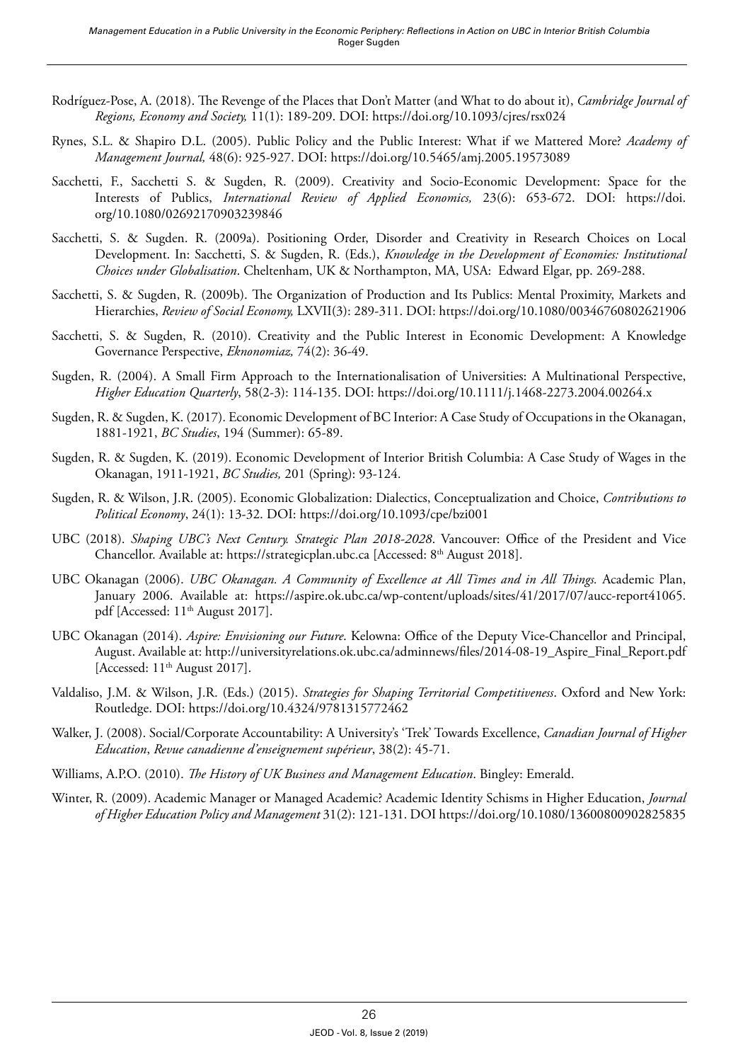Rodríguez-Pose, A. (2018). The Revenge of the Places that Don't Matter (and What to do about it), *Cambridge Journal of Regions, Economy and Society,* 11(1): 189-209. DOI: https://doi.org/10.1093/cjres/rsx024

Rynes, S.L. & Shapiro D.L. (2005). Public Policy and the Public Interest: What if we Mattered More? *Academy of Management Journal,* 48(6): 925-927. DOI: https://doi.org/10.5465/amj.2005.19573089

Sacchetti, F., Sacchetti S. & Sugden, R. (2009). Creativity and Socio-Economic Development: Space for the Interests of Publics, *International Review of Applied Economics,* 23(6): 653-672. DOI: https://doi.org/10.1080/02692170903239846

Sacchetti, S. & Sugden. R. (2009a). Positioning Order, Disorder and Creativity in Research Choices on Local Development. In: Sacchetti, S. & Sugden, R. (Eds.), *Knowledge in the Development of Economies: Institutional Choices under Globalisation*. Cheltenham, UK & Northampton, MA, USA: Edward Elgar, pp. 269-288.

Sacchetti, S. & Sugden, R. (2009b). The Organization of Production and Its Publics: Mental Proximity, Markets and Hierarchies, *Review of Social Economy,* LXVII(3): 289-311. DOI: https://doi.org/10.1080/00346760802621906

Sacchetti, S. & Sugden, R. (2010). Creativity and the Public Interest in Economic Development: A Knowledge Governance Perspective, *Eknonomiaz,* 74(2): 36-49.

Sugden, R. (2004). A Small Firm Approach to the Internationalisation of Universities: A Multinational Perspective, *Higher Education Quarterly*, 58(2-3): 114-135. DOI: https://doi.org/10.1111/j.1468-2273.2004.00264.x

Sugden, R. & Sugden, K. (2017). Economic Development of BC Interior: A Case Study of Occupations in the Okanagan, 1881-1921, *BC Studies*, 194 (Summer): 65-89.

Sugden, R. & Sugden, K. (2019). Economic Development of Interior British Columbia: A Case Study of Wages in the Okanagan, 1911-1921, *BC Studies,* 201 (Spring): 93-124.

Sugden, R. & Wilson, J.R. (2005). Economic Globalization: Dialectics, Conceptualization and Choice, *Contributions to Political Economy*, 24(1): 13-32. DOI: https://doi.org/10.1093/cpe/bzi001

UBC (2018). *Shaping UBC's Next Century. Strategic Plan 2018-2028*. Vancouver: Office of the President and Vice Chancellor. Available at: https://strategicplan.ubc.ca [Accessed: 8th August 2018].

UBC Okanagan (2006). *UBC Okanagan. A Community of Excellence at All Times and in All Things.* Academic Plan, January 2006. Available at: https://aspire.ok.ubc.ca/wp-content/uploads/sites/41/2017/07/aucc-report41065.pdf [Accessed: 11th August 2017].

UBC Okanagan (2014). *Aspire: Envisioning our Future*. Kelowna: Office of the Deputy Vice-Chancellor and Principal, August. Available at: http://universityrelations.ok.ubc.ca/adminnews/files/2014-08-19_Aspire_Final_Report.pdf [Accessed: 11th August 2017].

Valdaliso, J.M. & Wilson, J.R. (Eds.) (2015). *Strategies for Shaping Territorial Competitiveness*. Oxford and New York: Routledge. DOI: https://doi.org/10.4324/9781315772462

Walker, J. (2008). Social/Corporate Accountability: A University's 'Trek' Towards Excellence, *Canadian Journal of Higher Education*, *Revue canadienne d'enseignement supérieur*, 38(2): 45-71.

Williams, A.P.O. (2010). *The History of UK Business and Management Education*. Bingley: Emerald.

Winter, R. (2009). Academic Manager or Managed Academic? Academic Identity Schisms in Higher Education, *Journal of Higher Education Policy and Management* 31(2): 121-131. DOI https://doi.org/10.1080/13600800902825835